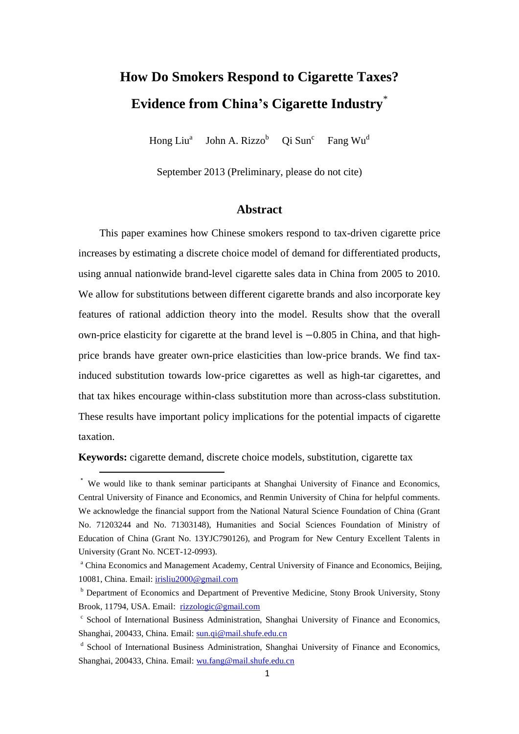# How Do Smokers Respond to Cigarette Taxes? Evidence from China's Cigarette Industry[*]

Hong Liu[a] John A. Rizzo[b] Qi Sun[c] Fang Wu[d]

September 2013 (Preliminary, please do not cite)

## Abstract

This paper examines how Chinese smokers respond to tax-driven cigarette price increases by estimating a discrete choice model of demand for differentiated products, using annual nationwide brand-level cigarette sales data in China from 2005 to 2010. We allow for substitutions between different cigarette brands and also incorporate key features of rational addiction theory into the model. Results show that the overall own-price elasticity for cigarette at the brand level is −0.805 in China, and that high-price brands have greater own-price elasticities than low-price brands. We find tax-induced substitution towards low-price cigarettes as well as high-tar cigarettes, and that tax hikes encourage within-class substitution more than across-class substitution. These results have important policy implications for the potential impacts of cigarette taxation.

**Keywords:** cigarette demand, discrete choice models, substitution, cigarette tax

---

[*] We would like to thank seminar participants at Shanghai University of Finance and Economics, Central University of Finance and Economics, and Renmin University of China for helpful comments. We acknowledge the financial support from the National Natural Science Foundation of China (Grant No. 71203244 and No. 71303148), Humanities and Social Sciences Foundation of Ministry of Education of China (Grant No. 13YJC790126), and Program for New Century Excellent Talents in University (Grant No. NCET-12-0993).

[a] China Economics and Management Academy, Central University of Finance and Economics, Beijing, 10081, China. Email: irisliu2000@gmail.com

[b] Department of Economics and Department of Preventive Medicine, Stony Brook University, Stony Brook, 11794, USA. Email: rizzologic@gmail.com

[c] School of International Business Administration, Shanghai University of Finance and Economics, Shanghai, 200433, China. Email: sun.qi@mail.shufe.edu.cn

[d] School of International Business Administration, Shanghai University of Finance and Economics, Shanghai, 200433, China. Email: wu.fang@mail.shufe.edu.cn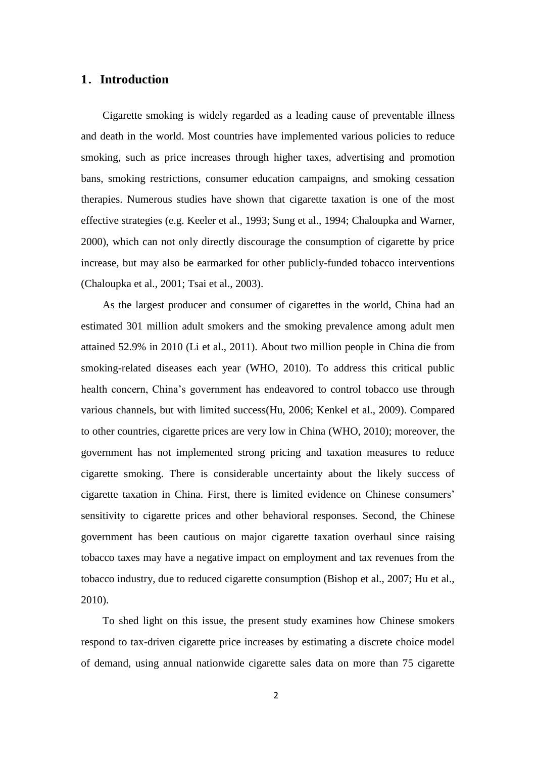## 1. Introduction

Cigarette smoking is widely regarded as a leading cause of preventable illness and death in the world. Most countries have implemented various policies to reduce smoking, such as price increases through higher taxes, advertising and promotion bans, smoking restrictions, consumer education campaigns, and smoking cessation therapies. Numerous studies have shown that cigarette taxation is one of the most effective strategies (e.g. Keeler et al., 1993; Sung et al., 1994; Chaloupka and Warner, 2000), which can not only directly discourage the consumption of cigarette by price increase, but may also be earmarked for other publicly-funded tobacco interventions (Chaloupka et al., 2001; Tsai et al., 2003).

As the largest producer and consumer of cigarettes in the world, China had an estimated 301 million adult smokers and the smoking prevalence among adult men attained 52.9% in 2010 (Li et al., 2011). About two million people in China die from smoking-related diseases each year (WHO, 2010). To address this critical public health concern, China's government has endeavored to control tobacco use through various channels, but with limited success(Hu, 2006; Kenkel et al., 2009). Compared to other countries, cigarette prices are very low in China (WHO, 2010); moreover, the government has not implemented strong pricing and taxation measures to reduce cigarette smoking. There is considerable uncertainty about the likely success of cigarette taxation in China. First, there is limited evidence on Chinese consumers' sensitivity to cigarette prices and other behavioral responses. Second, the Chinese government has been cautious on major cigarette taxation overhaul since raising tobacco taxes may have a negative impact on employment and tax revenues from the tobacco industry, due to reduced cigarette consumption (Bishop et al., 2007; Hu et al., 2010).

To shed light on this issue, the present study examines how Chinese smokers respond to tax-driven cigarette price increases by estimating a discrete choice model of demand, using annual nationwide cigarette sales data on more than 75 cigarette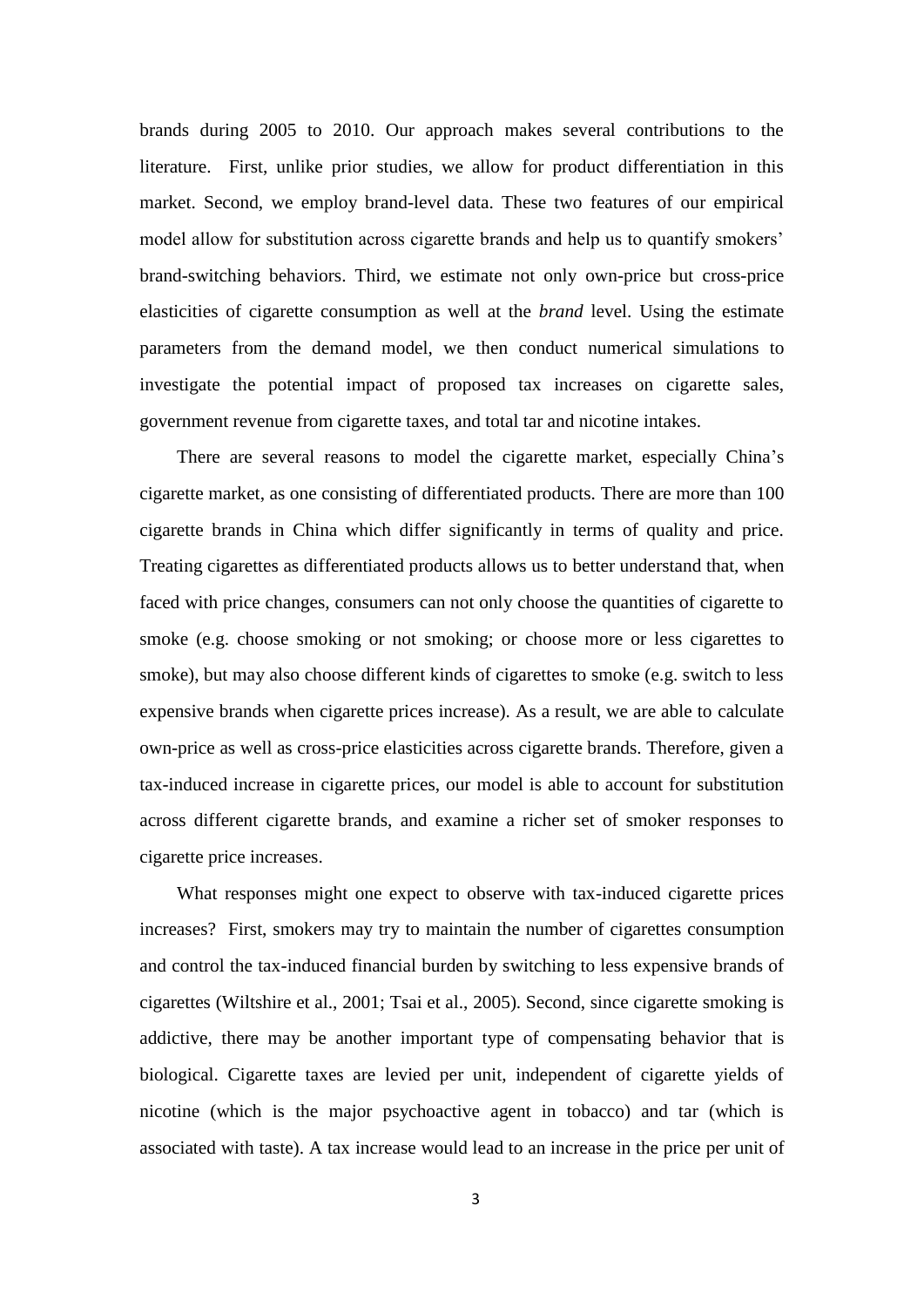brands during 2005 to 2010. Our approach makes several contributions to the literature. First, unlike prior studies, we allow for product differentiation in this market. Second, we employ brand-level data. These two features of our empirical model allow for substitution across cigarette brands and help us to quantify smokers' brand-switching behaviors. Third, we estimate not only own-price but cross-price elasticities of cigarette consumption as well at the *brand* level. Using the estimate parameters from the demand model, we then conduct numerical simulations to investigate the potential impact of proposed tax increases on cigarette sales, government revenue from cigarette taxes, and total tar and nicotine intakes.

There are several reasons to model the cigarette market, especially China's cigarette market, as one consisting of differentiated products. There are more than 100 cigarette brands in China which differ significantly in terms of quality and price. Treating cigarettes as differentiated products allows us to better understand that, when faced with price changes, consumers can not only choose the quantities of cigarette to smoke (e.g. choose smoking or not smoking; or choose more or less cigarettes to smoke), but may also choose different kinds of cigarettes to smoke (e.g. switch to less expensive brands when cigarette prices increase). As a result, we are able to calculate own-price as well as cross-price elasticities across cigarette brands. Therefore, given a tax-induced increase in cigarette prices, our model is able to account for substitution across different cigarette brands, and examine a richer set of smoker responses to cigarette price increases.

What responses might one expect to observe with tax-induced cigarette prices increases? First, smokers may try to maintain the number of cigarettes consumption and control the tax-induced financial burden by switching to less expensive brands of cigarettes (Wiltshire et al., 2001; Tsai et al., 2005). Second, since cigarette smoking is addictive, there may be another important type of compensating behavior that is biological. Cigarette taxes are levied per unit, independent of cigarette yields of nicotine (which is the major psychoactive agent in tobacco) and tar (which is associated with taste). A tax increase would lead to an increase in the price per unit of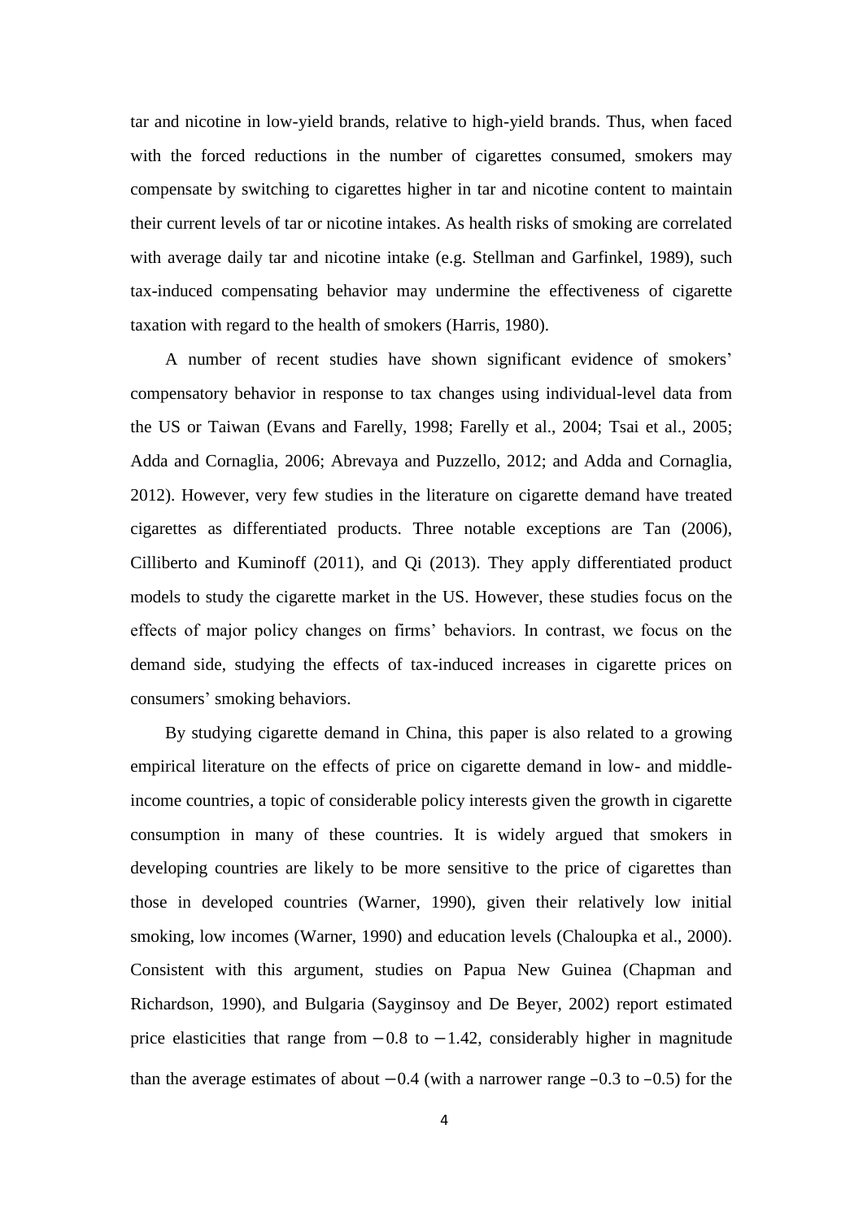tar and nicotine in low-yield brands, relative to high-yield brands. Thus, when faced with the forced reductions in the number of cigarettes consumed, smokers may compensate by switching to cigarettes higher in tar and nicotine content to maintain their current levels of tar or nicotine intakes. As health risks of smoking are correlated with average daily tar and nicotine intake (e.g. Stellman and Garfinkel, 1989), such tax-induced compensating behavior may undermine the effectiveness of cigarette taxation with regard to the health of smokers (Harris, 1980).

A number of recent studies have shown significant evidence of smokers' compensatory behavior in response to tax changes using individual-level data from the US or Taiwan (Evans and Farelly, 1998; Farelly et al., 2004; Tsai et al., 2005; Adda and Cornaglia, 2006; Abrevaya and Puzzello, 2012; and Adda and Cornaglia, 2012). However, very few studies in the literature on cigarette demand have treated cigarettes as differentiated products. Three notable exceptions are Tan (2006), Cilliberto and Kuminoff (2011), and Qi (2013). They apply differentiated product models to study the cigarette market in the US. However, these studies focus on the effects of major policy changes on firms' behaviors. In contrast, we focus on the demand side, studying the effects of tax-induced increases in cigarette prices on consumers' smoking behaviors.

By studying cigarette demand in China, this paper is also related to a growing empirical literature on the effects of price on cigarette demand in low- and middle-income countries, a topic of considerable policy interests given the growth in cigarette consumption in many of these countries. It is widely argued that smokers in developing countries are likely to be more sensitive to the price of cigarettes than those in developed countries (Warner, 1990), given their relatively low initial smoking, low incomes (Warner, 1990) and education levels (Chaloupka et al., 2000). Consistent with this argument, studies on Papua New Guinea (Chapman and Richardson, 1990), and Bulgaria (Sayginsoy and De Beyer, 2002) report estimated price elasticities that range from $-0.8$ to $-1.42$, considerably higher in magnitude than the average estimates of about $-0.4$ (with a narrower range $-0.3$ to $-0.5$) for the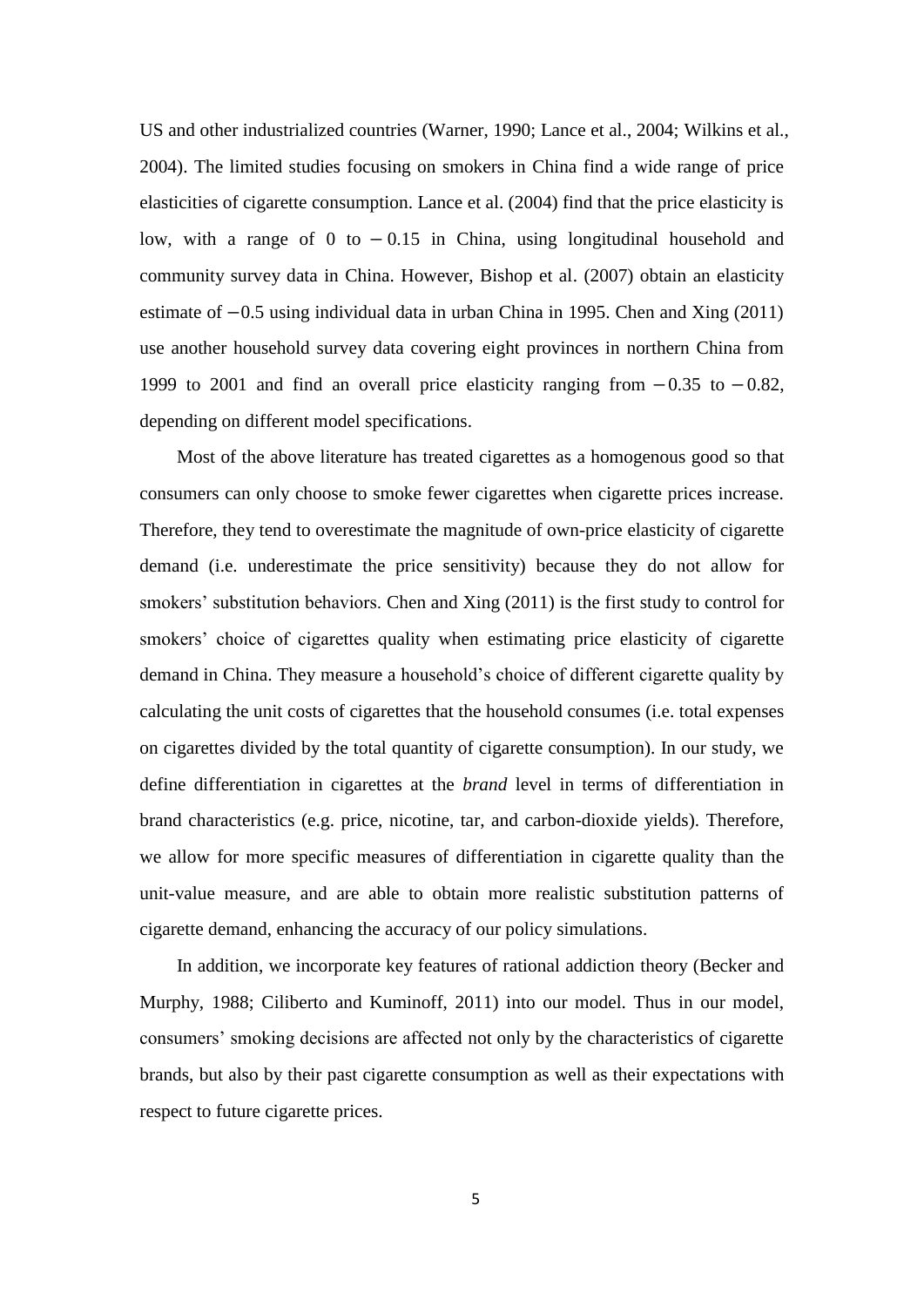US and other industrialized countries (Warner, 1990; Lance et al., 2004; Wilkins et al., 2004). The limited studies focusing on smokers in China find a wide range of price elasticities of cigarette consumption. Lance et al. (2004) find that the price elasticity is low, with a range of 0 to $-0.15$ in China, using longitudinal household and community survey data in China. However, Bishop et al. (2007) obtain an elasticity estimate of $-0.5$ using individual data in urban China in 1995. Chen and Xing (2011) use another household survey data covering eight provinces in northern China from 1999 to 2001 and find an overall price elasticity ranging from $-0.35$ to $-0.82$, depending on different model specifications.

Most of the above literature has treated cigarettes as a homogenous good so that consumers can only choose to smoke fewer cigarettes when cigarette prices increase. Therefore, they tend to overestimate the magnitude of own-price elasticity of cigarette demand (i.e. underestimate the price sensitivity) because they do not allow for smokers' substitution behaviors. Chen and Xing (2011) is the first study to control for smokers' choice of cigarettes quality when estimating price elasticity of cigarette demand in China. They measure a household's choice of different cigarette quality by calculating the unit costs of cigarettes that the household consumes (i.e. total expenses on cigarettes divided by the total quantity of cigarette consumption). In our study, we define differentiation in cigarettes at the *brand* level in terms of differentiation in brand characteristics (e.g. price, nicotine, tar, and carbon-dioxide yields). Therefore, we allow for more specific measures of differentiation in cigarette quality than the unit-value measure, and are able to obtain more realistic substitution patterns of cigarette demand, enhancing the accuracy of our policy simulations.

In addition, we incorporate key features of rational addiction theory (Becker and Murphy, 1988; Ciliberto and Kuminoff, 2011) into our model. Thus in our model, consumers' smoking decisions are affected not only by the characteristics of cigarette brands, but also by their past cigarette consumption as well as their expectations with respect to future cigarette prices.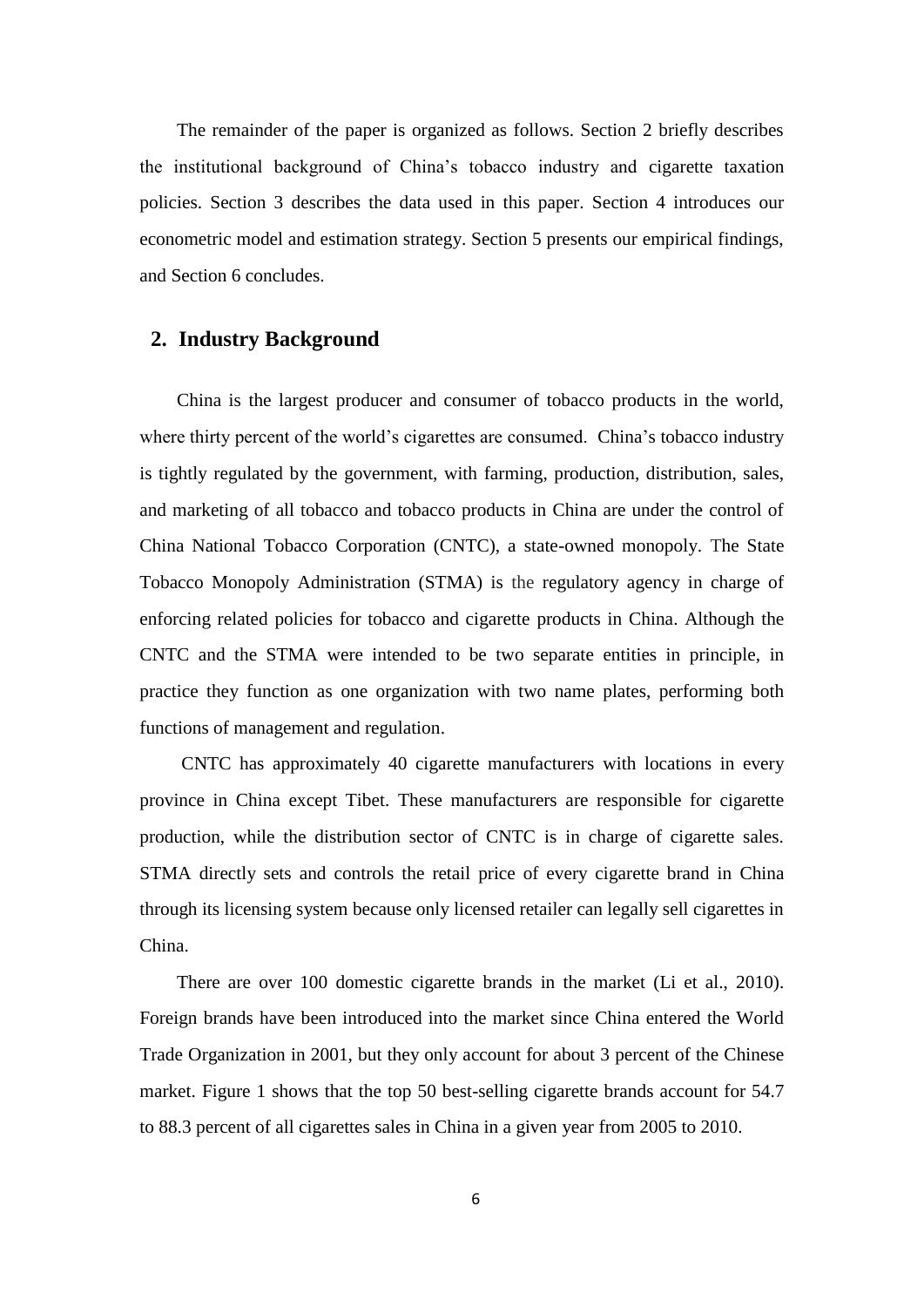The remainder of the paper is organized as follows. Section 2 briefly describes the institutional background of China's tobacco industry and cigarette taxation policies. Section 3 describes the data used in this paper. Section 4 introduces our econometric model and estimation strategy. Section 5 presents our empirical findings, and Section 6 concludes.

## 2. Industry Background

China is the largest producer and consumer of tobacco products in the world, where thirty percent of the world's cigarettes are consumed. China's tobacco industry is tightly regulated by the government, with farming, production, distribution, sales, and marketing of all tobacco and tobacco products in China are under the control of China National Tobacco Corporation (CNTC), a state-owned monopoly. The State Tobacco Monopoly Administration (STMA) is the regulatory agency in charge of enforcing related policies for tobacco and cigarette products in China. Although the CNTC and the STMA were intended to be two separate entities in principle, in practice they function as one organization with two name plates, performing both functions of management and regulation.

CNTC has approximately 40 cigarette manufacturers with locations in every province in China except Tibet. These manufacturers are responsible for cigarette production, while the distribution sector of CNTC is in charge of cigarette sales. STMA directly sets and controls the retail price of every cigarette brand in China through its licensing system because only licensed retailer can legally sell cigarettes in China.

There are over 100 domestic cigarette brands in the market (Li et al., 2010). Foreign brands have been introduced into the market since China entered the World Trade Organization in 2001, but they only account for about 3 percent of the Chinese market. Figure 1 shows that the top 50 best-selling cigarette brands account for 54.7 to 88.3 percent of all cigarettes sales in China in a given year from 2005 to 2010.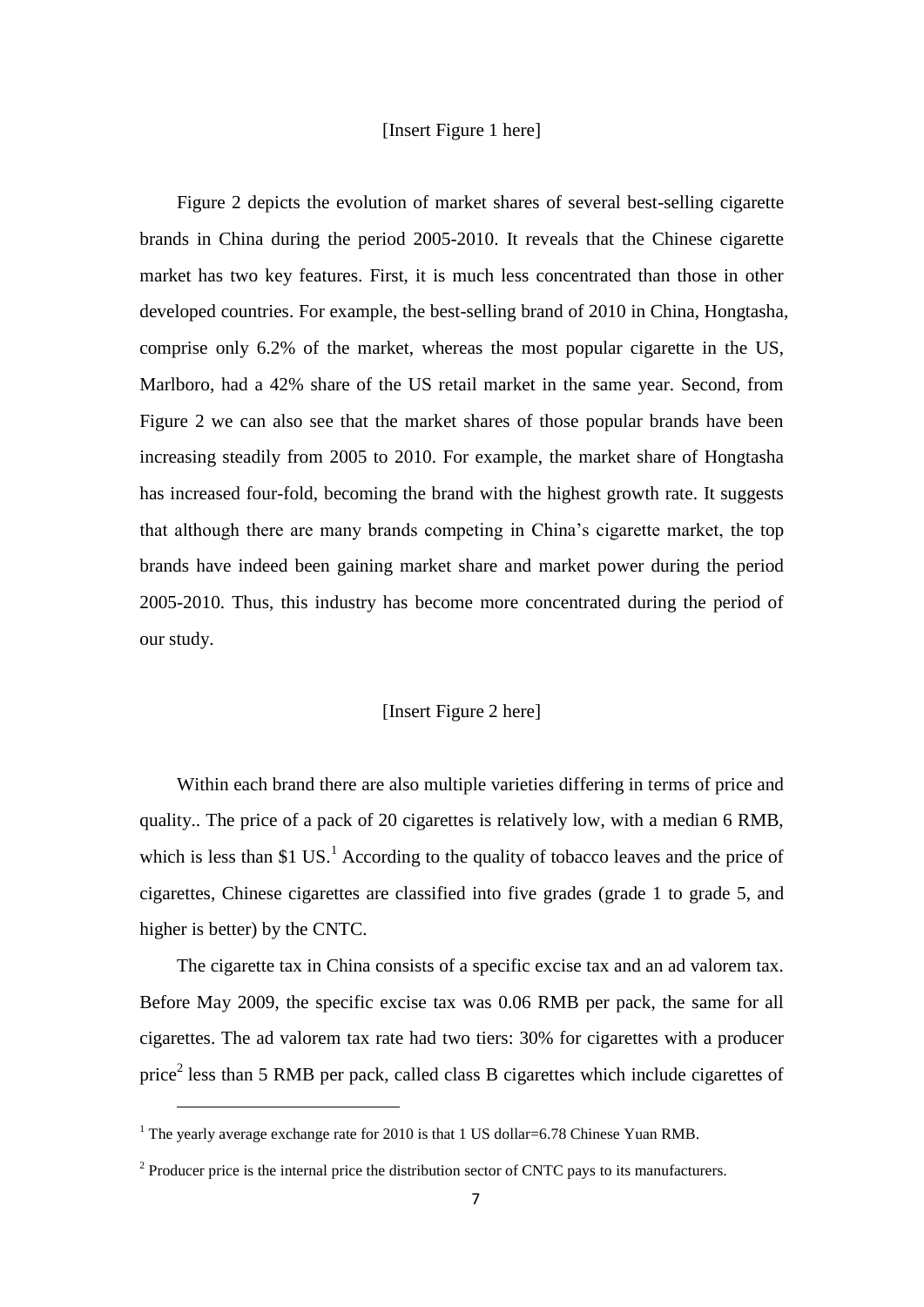[Insert Figure 1 here]

Figure 2 depicts the evolution of market shares of several best-selling cigarette brands in China during the period 2005-2010. It reveals that the Chinese cigarette market has two key features. First, it is much less concentrated than those in other developed countries. For example, the best-selling brand of 2010 in China, Hongtasha, comprise only 6.2% of the market, whereas the most popular cigarette in the US, Marlboro, had a 42% share of the US retail market in the same year. Second, from Figure 2 we can also see that the market shares of those popular brands have been increasing steadily from 2005 to 2010. For example, the market share of Hongtasha has increased four-fold, becoming the brand with the highest growth rate. It suggests that although there are many brands competing in China's cigarette market, the top brands have indeed been gaining market share and market power during the period 2005-2010. Thus, this industry has become more concentrated during the period of our study.

[Insert Figure 2 here]

Within each brand there are also multiple varieties differing in terms of price and quality.. The price of a pack of 20 cigarettes is relatively low, with a median 6 RMB, which is less than $1 US.[1] According to the quality of tobacco leaves and the price of cigarettes, Chinese cigarettes are classified into five grades (grade 1 to grade 5, and higher is better) by the CNTC.

The cigarette tax in China consists of a specific excise tax and an ad valorem tax. Before May 2009, the specific excise tax was 0.06 RMB per pack, the same for all cigarettes. The ad valorem tax rate had two tiers: 30% for cigarettes with a producer price[2] less than 5 RMB per pack, called class B cigarettes which include cigarettes of

[1] The yearly average exchange rate for 2010 is that 1 US dollar=6.78 Chinese Yuan RMB.

[2] Producer price is the internal price the distribution sector of CNTC pays to its manufacturers.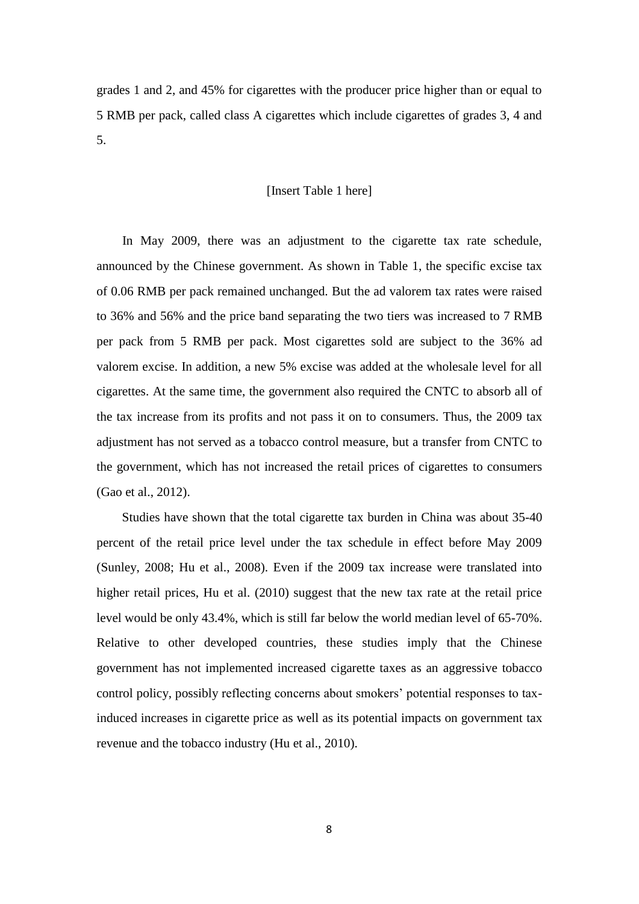grades 1 and 2, and 45% for cigarettes with the producer price higher than or equal to 5 RMB per pack, called class A cigarettes which include cigarettes of grades 3, 4 and 5.

[Insert Table 1 here]

In May 2009, there was an adjustment to the cigarette tax rate schedule, announced by the Chinese government. As shown in Table 1, the specific excise tax of 0.06 RMB per pack remained unchanged. But the ad valorem tax rates were raised to 36% and 56% and the price band separating the two tiers was increased to 7 RMB per pack from 5 RMB per pack. Most cigarettes sold are subject to the 36% ad valorem excise. In addition, a new 5% excise was added at the wholesale level for all cigarettes. At the same time, the government also required the CNTC to absorb all of the tax increase from its profits and not pass it on to consumers. Thus, the 2009 tax adjustment has not served as a tobacco control measure, but a transfer from CNTC to the government, which has not increased the retail prices of cigarettes to consumers (Gao et al., 2012).

Studies have shown that the total cigarette tax burden in China was about 35-40 percent of the retail price level under the tax schedule in effect before May 2009 (Sunley, 2008; Hu et al., 2008). Even if the 2009 tax increase were translated into higher retail prices, Hu et al. (2010) suggest that the new tax rate at the retail price level would be only 43.4%, which is still far below the world median level of 65-70%. Relative to other developed countries, these studies imply that the Chinese government has not implemented increased cigarette taxes as an aggressive tobacco control policy, possibly reflecting concerns about smokers' potential responses to tax-induced increases in cigarette price as well as its potential impacts on government tax revenue and the tobacco industry (Hu et al., 2010).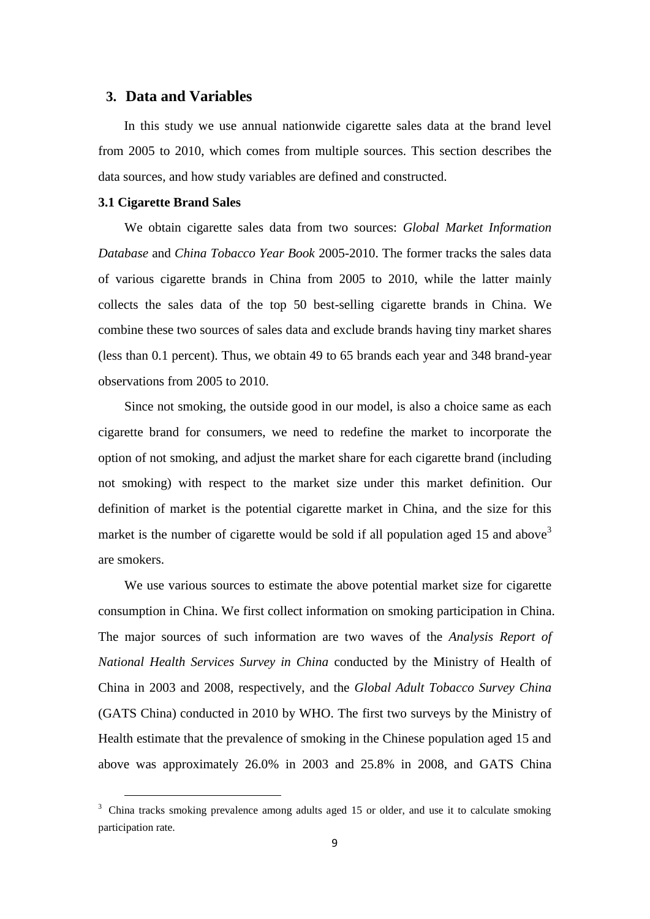## 3. Data and Variables

In this study we use annual nationwide cigarette sales data at the brand level from 2005 to 2010, which comes from multiple sources. This section describes the data sources, and how study variables are defined and constructed.

### 3.1 Cigarette Brand Sales

We obtain cigarette sales data from two sources: *Global Market Information Database* and *China Tobacco Year Book* 2005-2010. The former tracks the sales data of various cigarette brands in China from 2005 to 2010, while the latter mainly collects the sales data of the top 50 best-selling cigarette brands in China. We combine these two sources of sales data and exclude brands having tiny market shares (less than 0.1 percent). Thus, we obtain 49 to 65 brands each year and 348 brand-year observations from 2005 to 2010.

Since not smoking, the outside good in our model, is also a choice same as each cigarette brand for consumers, we need to redefine the market to incorporate the option of not smoking, and adjust the market share for each cigarette brand (including not smoking) with respect to the market size under this market definition. Our definition of market is the potential cigarette market in China, and the size for this market is the number of cigarette would be sold if all population aged 15 and above[3] are smokers.

We use various sources to estimate the above potential market size for cigarette consumption in China. We first collect information on smoking participation in China. The major sources of such information are two waves of the *Analysis Report of National Health Services Survey in China* conducted by the Ministry of Health of China in 2003 and 2008, respectively, and the *Global Adult Tobacco Survey China* (GATS China) conducted in 2010 by WHO. The first two surveys by the Ministry of Health estimate that the prevalence of smoking in the Chinese population aged 15 and above was approximately 26.0% in 2003 and 25.8% in 2008, and GATS China

[3] China tracks smoking prevalence among adults aged 15 or older, and use it to calculate smoking participation rate.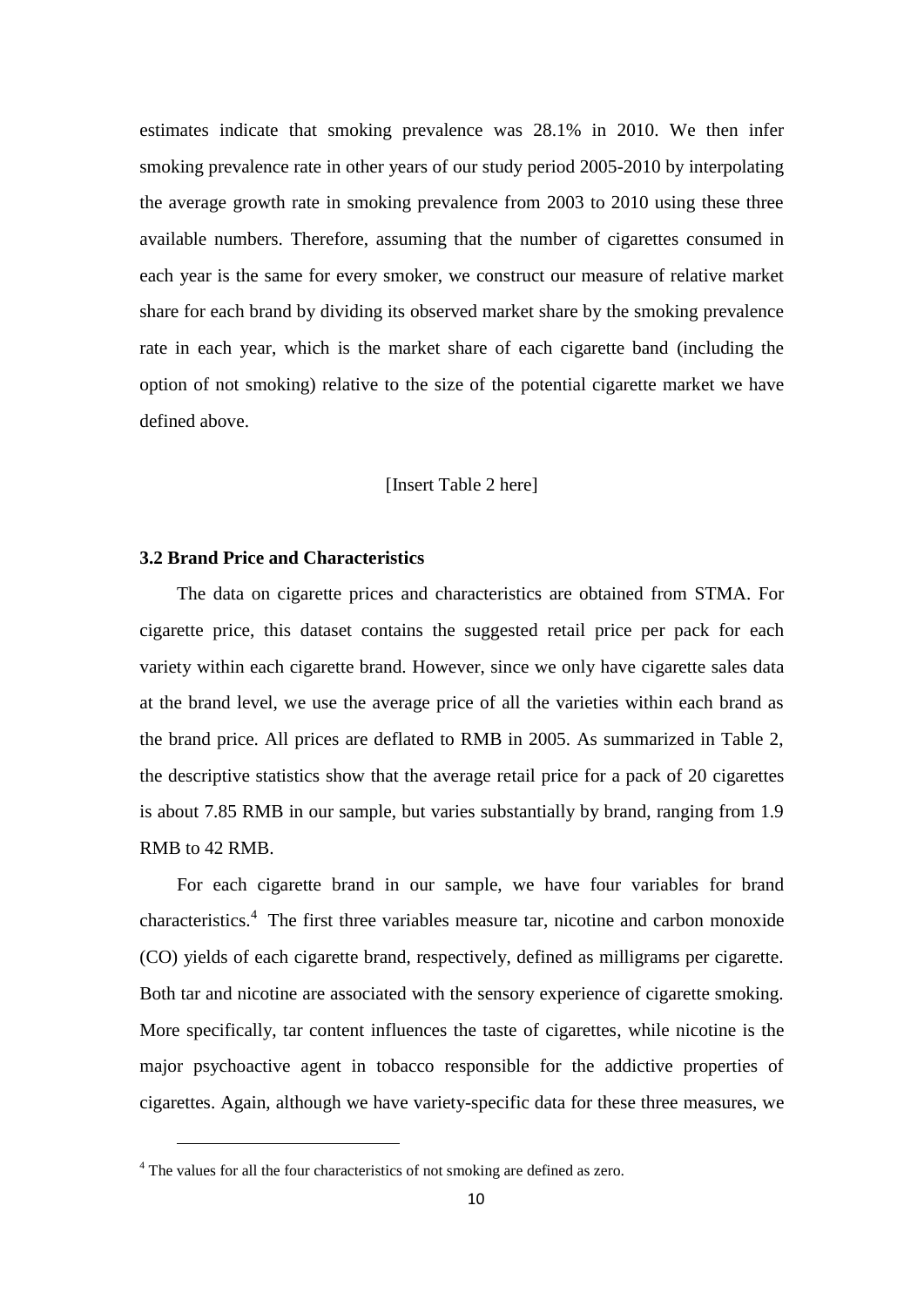estimates indicate that smoking prevalence was 28.1% in 2010. We then infer smoking prevalence rate in other years of our study period 2005-2010 by interpolating the average growth rate in smoking prevalence from 2003 to 2010 using these three available numbers. Therefore, assuming that the number of cigarettes consumed in each year is the same for every smoker, we construct our measure of relative market share for each brand by dividing its observed market share by the smoking prevalence rate in each year, which is the market share of each cigarette band (including the option of not smoking) relative to the size of the potential cigarette market we have defined above.

[Insert Table 2 here]

### 3.2 Brand Price and Characteristics

The data on cigarette prices and characteristics are obtained from STMA. For cigarette price, this dataset contains the suggested retail price per pack for each variety within each cigarette brand. However, since we only have cigarette sales data at the brand level, we use the average price of all the varieties within each brand as the brand price. All prices are deflated to RMB in 2005. As summarized in Table 2, the descriptive statistics show that the average retail price for a pack of 20 cigarettes is about 7.85 RMB in our sample, but varies substantially by brand, ranging from 1.9 RMB to 42 RMB.

For each cigarette brand in our sample, we have four variables for brand characteristics.[4] The first three variables measure tar, nicotine and carbon monoxide (CO) yields of each cigarette brand, respectively, defined as milligrams per cigarette. Both tar and nicotine are associated with the sensory experience of cigarette smoking. More specifically, tar content influences the taste of cigarettes, while nicotine is the major psychoactive agent in tobacco responsible for the addictive properties of cigarettes. Again, although we have variety-specific data for these three measures, we

[4] The values for all the four characteristics of not smoking are defined as zero.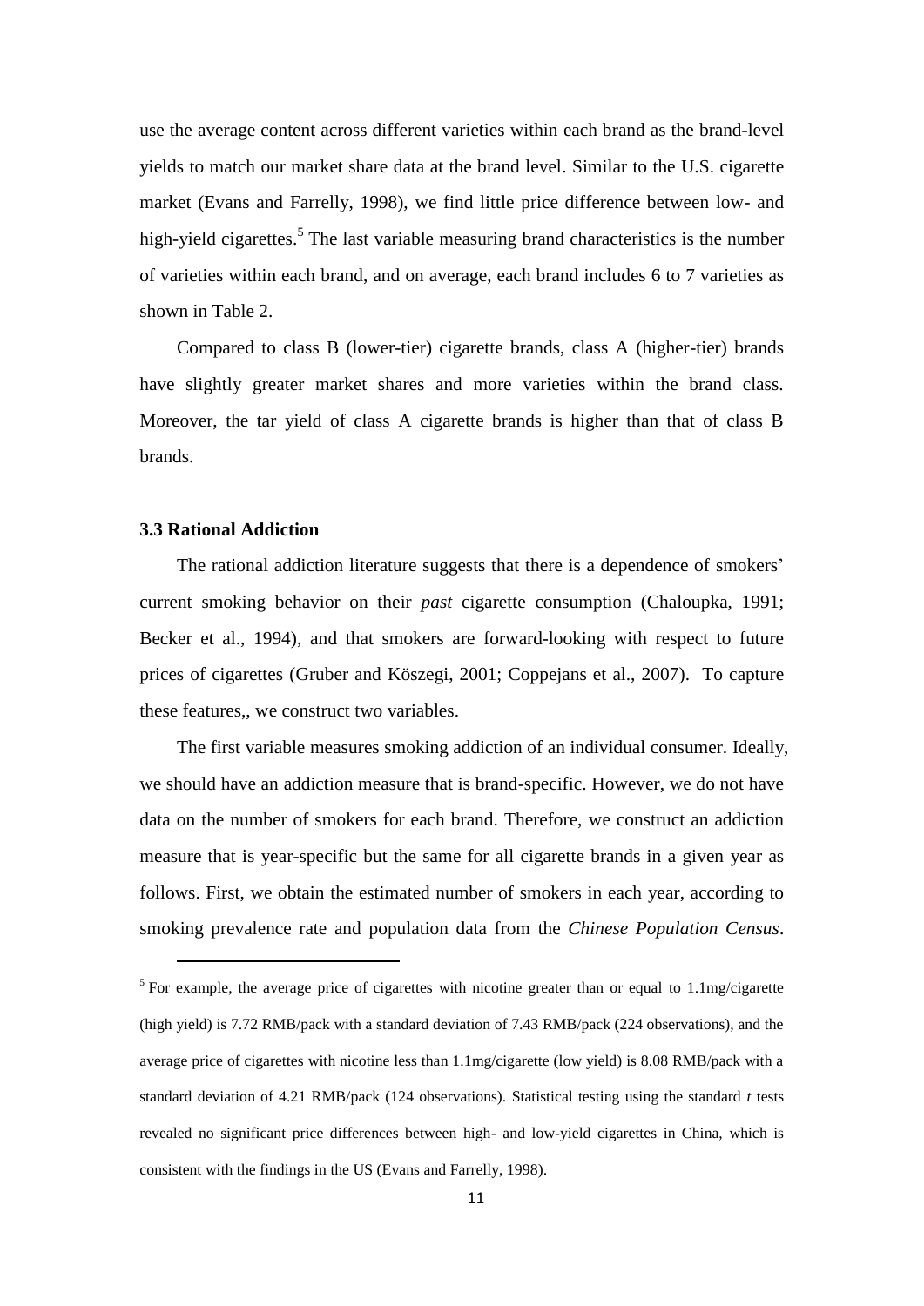use the average content across different varieties within each brand as the brand-level yields to match our market share data at the brand level. Similar to the U.S. cigarette market (Evans and Farrelly, 1998), we find little price difference between low- and high-yield cigarettes.[5] The last variable measuring brand characteristics is the number of varieties within each brand, and on average, each brand includes 6 to 7 varieties as shown in Table 2.

Compared to class B (lower-tier) cigarette brands, class A (higher-tier) brands have slightly greater market shares and more varieties within the brand class. Moreover, the tar yield of class A cigarette brands is higher than that of class B brands.

### 3.3 Rational Addiction

The rational addiction literature suggests that there is a dependence of smokers' current smoking behavior on their *past* cigarette consumption (Chaloupka, 1991; Becker et al., 1994), and that smokers are forward-looking with respect to future prices of cigarettes (Gruber and Köszegi, 2001; Coppejans et al., 2007). To capture these features,, we construct two variables.

The first variable measures smoking addiction of an individual consumer. Ideally, we should have an addiction measure that is brand-specific. However, we do not have data on the number of smokers for each brand. Therefore, we construct an addiction measure that is year-specific but the same for all cigarette brands in a given year as follows. First, we obtain the estimated number of smokers in each year, according to smoking prevalence rate and population data from the *Chinese Population Census*.

[5] For example, the average price of cigarettes with nicotine greater than or equal to 1.1mg/cigarette (high yield) is 7.72 RMB/pack with a standard deviation of 7.43 RMB/pack (224 observations), and the average price of cigarettes with nicotine less than 1.1mg/cigarette (low yield) is 8.08 RMB/pack with a standard deviation of 4.21 RMB/pack (124 observations). Statistical testing using the standard *t* tests revealed no significant price differences between high- and low-yield cigarettes in China, which is consistent with the findings in the US (Evans and Farrelly, 1998).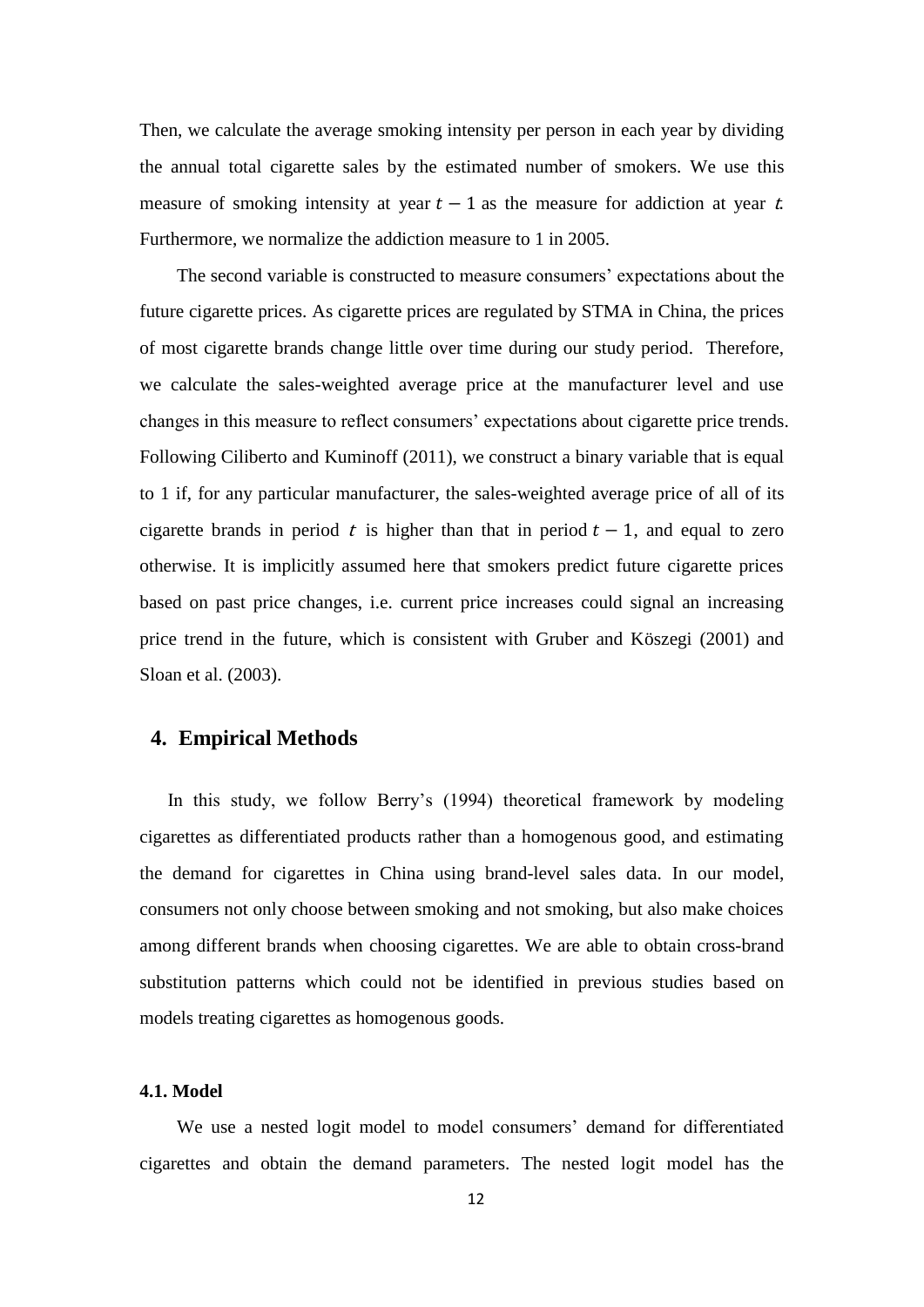Then, we calculate the average smoking intensity per person in each year by dividing the annual total cigarette sales by the estimated number of smokers. We use this measure of smoking intensity at year $t-1$ as the measure for addiction at year $t$. Furthermore, we normalize the addiction measure to 1 in 2005.

The second variable is constructed to measure consumers' expectations about the future cigarette prices. As cigarette prices are regulated by STMA in China, the prices of most cigarette brands change little over time during our study period. Therefore, we calculate the sales-weighted average price at the manufacturer level and use changes in this measure to reflect consumers' expectations about cigarette price trends. Following Ciliberto and Kuminoff (2011), we construct a binary variable that is equal to 1 if, for any particular manufacturer, the sales-weighted average price of all of its cigarette brands in period $t$ is higher than that in period $t-1$, and equal to zero otherwise. It is implicitly assumed here that smokers predict future cigarette prices based on past price changes, i.e. current price increases could signal an increasing price trend in the future, which is consistent with Gruber and Köszegi (2001) and Sloan et al. (2003).

## 4. Empirical Methods

In this study, we follow Berry's (1994) theoretical framework by modeling cigarettes as differentiated products rather than a homogenous good, and estimating the demand for cigarettes in China using brand-level sales data. In our model, consumers not only choose between smoking and not smoking, but also make choices among different brands when choosing cigarettes. We are able to obtain cross-brand substitution patterns which could not be identified in previous studies based on models treating cigarettes as homogenous goods.

### 4.1. Model

We use a nested logit model to model consumers' demand for differentiated cigarettes and obtain the demand parameters. The nested logit model has the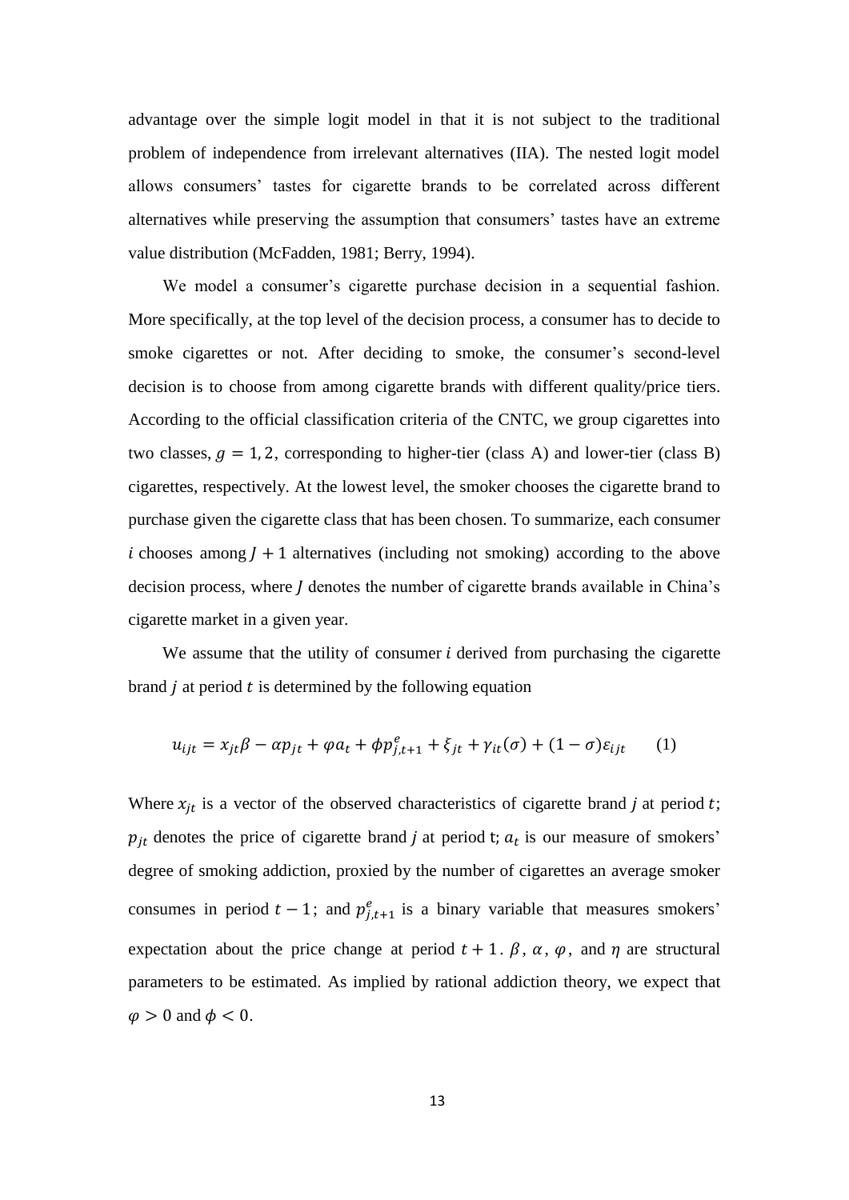advantage over the simple logit model in that it is not subject to the traditional problem of independence from irrelevant alternatives (IIA). The nested logit model allows consumers' tastes for cigarette brands to be correlated across different alternatives while preserving the assumption that consumers' tastes have an extreme value distribution (McFadden, 1981; Berry, 1994).

We model a consumer's cigarette purchase decision in a sequential fashion. More specifically, at the top level of the decision process, a consumer has to decide to smoke cigarettes or not. After deciding to smoke, the consumer's second-level decision is to choose from among cigarette brands with different quality/price tiers. According to the official classification criteria of the CNTC, we group cigarettes into two classes, $g = 1, 2$, corresponding to higher-tier (class A) and lower-tier (class B) cigarettes, respectively. At the lowest level, the smoker chooses the cigarette brand to purchase given the cigarette class that has been chosen. To summarize, each consumer $i$ chooses among $J + 1$ alternatives (including not smoking) according to the above decision process, where $J$ denotes the number of cigarette brands available in China's cigarette market in a given year.

We assume that the utility of consumer $i$ derived from purchasing the cigarette brand $j$ at period $t$ is determined by the following equation

$$u_{ijt} = x_{jt}\beta - \alpha p_{jt} + \varphi a_t + \phi p^e_{j,t+1} + \xi_{jt} + \gamma_{it}(\sigma) + (1 - \sigma)\varepsilon_{ijt} \qquad (1)$$

Where $x_{jt}$ is a vector of the observed characteristics of cigarette brand $j$ at period $t$; $p_{jt}$ denotes the price of cigarette brand $j$ at period t; $a_t$ is our measure of smokers' degree of smoking addiction, proxied by the number of cigarettes an average smoker consumes in period $t - 1$; and $p^e_{j,t+1}$ is a binary variable that measures smokers' expectation about the price change at period $t + 1$. $\beta$, $\alpha$, $\varphi$, and $\eta$ are structural parameters to be estimated. As implied by rational addiction theory, we expect that $\varphi > 0$ and $\phi < 0$.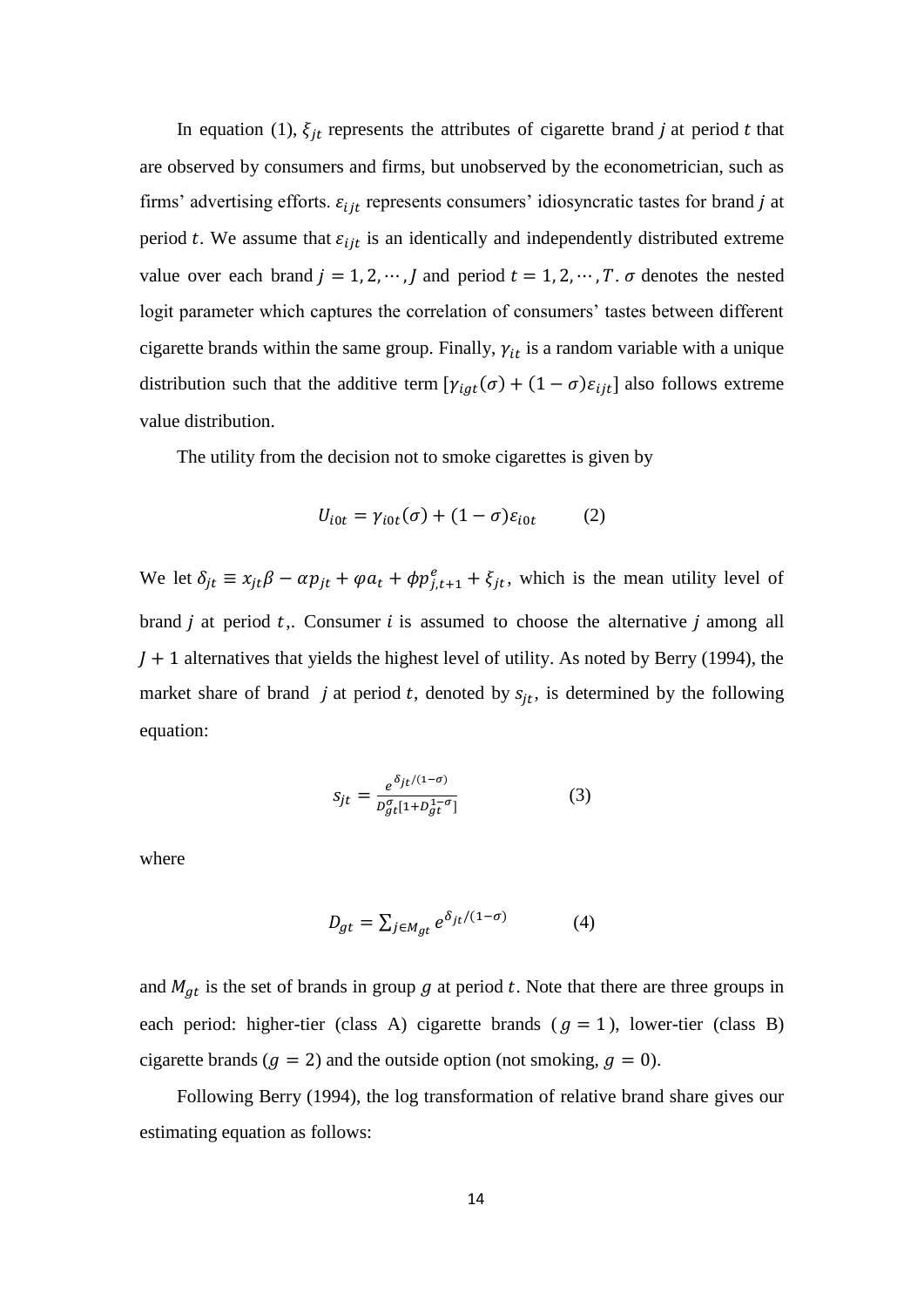In equation (1), $\xi_{jt}$ represents the attributes of cigarette brand $j$ at period $t$ that are observed by consumers and firms, but unobserved by the econometrician, such as firms' advertising efforts. $\varepsilon_{ijt}$ represents consumers' idiosyncratic tastes for brand $j$ at period $t$. We assume that $\varepsilon_{ijt}$ is an identically and independently distributed extreme value over each brand $j = 1, 2, \cdots, J$ and period $t = 1, 2, \cdots, T$. $\sigma$ denotes the nested logit parameter which captures the correlation of consumers' tastes between different cigarette brands within the same group. Finally, $\gamma_{it}$ is a random variable with a unique distribution such that the additive term $[\gamma_{igt}(\sigma) + (1 - \sigma)\varepsilon_{ijt}]$ also follows extreme value distribution.

The utility from the decision not to smoke cigarettes is given by

$$U_{i0t} = \gamma_{i0t}(\sigma) + (1 - \sigma)\varepsilon_{i0t} \qquad (2)$$

We let $\delta_{jt} \equiv x_{jt}\beta - \alpha p_{jt} + \varphi a_t + \phi p^{e}_{j,t+1} + \xi_{jt}$, which is the mean utility level of brand $j$ at period $t$,. Consumer $i$ is assumed to choose the alternative $j$ among all $J + 1$ alternatives that yields the highest level of utility. As noted by Berry (1994), the market share of brand $j$ at period $t$, denoted by $s_{jt}$, is determined by the following equation:

$$s_{jt} = \frac{e^{\delta_{jt}/(1-\sigma)}}{D_{gt}^{\sigma}[1 + D_{gt}^{1-\sigma}]} \qquad (3)$$

where

$$D_{gt} = \sum_{j \in M_{gt}} e^{\delta_{jt}/(1-\sigma)} \qquad (4)$$

and $M_{gt}$ is the set of brands in group $g$ at period $t$. Note that there are three groups in each period: higher-tier (class A) cigarette brands ($g = 1$), lower-tier (class B) cigarette brands ($g = 2$) and the outside option (not smoking, $g = 0$).

Following Berry (1994), the log transformation of relative brand share gives our estimating equation as follows: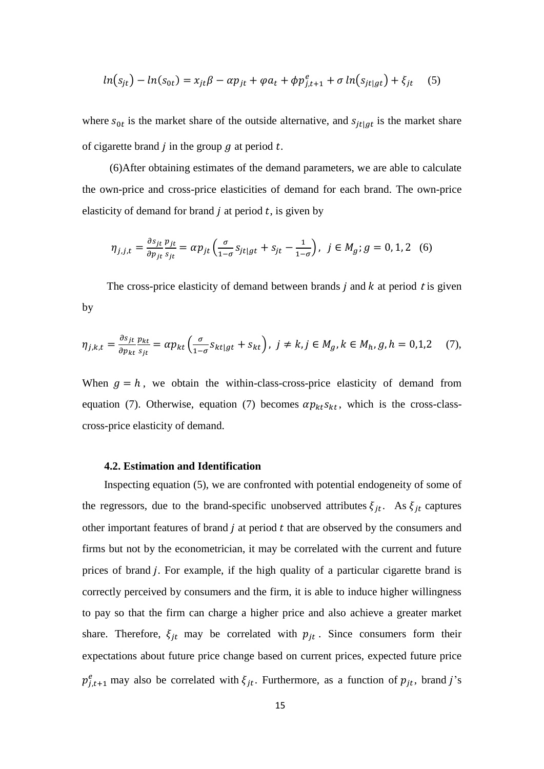$$ln(s_{jt}) - ln(s_{0t}) = x_{jt}\beta - \alpha p_{jt} + \varphi a_t + \phi p^e_{j,t+1} + \sigma\, ln(s_{jt|gt}) + \xi_{jt} \quad (5)$$

where $s_{0t}$ is the market share of the outside alternative, and $s_{jt|gt}$ is the market share of cigarette brand $j$ in the group $g$ at period $t$.

(6)After obtaining estimates of the demand parameters, we are able to calculate the own-price and cross-price elasticities of demand for each brand. The own-price elasticity of demand for brand $j$ at period $t$, is given by

$$\eta_{j,j,t} = \frac{\partial s_{jt}}{\partial p_{jt}} \frac{p_{jt}}{s_{jt}} = \alpha p_{jt}\left(\frac{\sigma}{1-\sigma} s_{jt|gt} + s_{jt} - \frac{1}{1-\sigma}\right), \;\; j \in M_g; g = 0, 1, 2 \quad (6)$$

The cross-price elasticity of demand between brands $j$ and $k$ at period $t$ is given by

$$\eta_{j,k,t} = \frac{\partial s_{jt}}{\partial p_{kt}} \frac{p_{kt}}{s_{jt}} = \alpha p_{kt}\left(\frac{\sigma}{1-\sigma} s_{kt|gt} + s_{kt}\right), \;\; j \neq k, j \in M_g, k \in M_h, g, h = 0,1,2 \quad (7),$$

When $g = h$, we obtain the within-class-cross-price elasticity of demand from equation (7). Otherwise, equation (7) becomes $\alpha p_{kt} s_{kt}$, which is the cross-class-cross-price elasticity of demand.

#### 4.2. Estimation and Identification

Inspecting equation (5), we are confronted with potential endogeneity of some of the regressors, due to the brand-specific unobserved attributes $\xi_{jt}$. As $\xi_{jt}$ captures other important features of brand $j$ at period $t$ that are observed by the consumers and firms but not by the econometrician, it may be correlated with the current and future prices of brand $j$. For example, if the high quality of a particular cigarette brand is correctly perceived by consumers and the firm, it is able to induce higher willingness to pay so that the firm can charge a higher price and also achieve a greater market share. Therefore, $\xi_{jt}$ may be correlated with $p_{jt}$. Since consumers form their expectations about future price change based on current prices, expected future price $p^e_{j,t+1}$ may also be correlated with $\xi_{jt}$. Furthermore, as a function of $p_{jt}$, brand $j$'s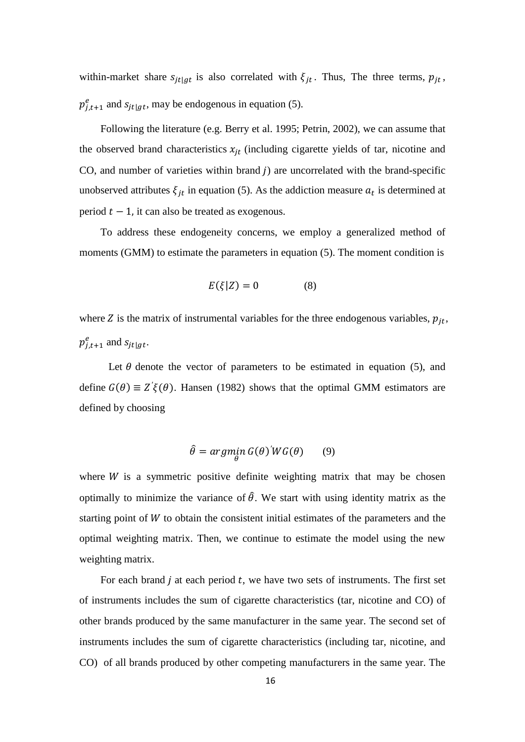within-market share $s_{jt|gt}$ is also correlated with $\xi_{jt}$. Thus, The three terms, $p_{jt}$, $p^e_{j,t+1}$ and $s_{jt|gt}$, may be endogenous in equation (5).

Following the literature (e.g. Berry et al. 1995; Petrin, 2002), we can assume that the observed brand characteristics $x_{jt}$ (including cigarette yields of tar, nicotine and CO, and number of varieties within brand $j$) are uncorrelated with the brand-specific unobserved attributes $\xi_{jt}$ in equation (5). As the addiction measure $a_t$ is determined at period $t-1$, it can also be treated as exogenous.

To address these endogeneity concerns, we employ a generalized method of moments (GMM) to estimate the parameters in equation (5). The moment condition is

$$E(\xi|Z) = 0 \qquad (8)$$

where $Z$ is the matrix of instrumental variables for the three endogenous variables, $p_{jt}$, $p^e_{j,t+1}$ and $s_{jt|gt}$.

Let $\theta$ denote the vector of parameters to be estimated in equation (5), and define $G(\theta) \equiv Z'\xi(\theta)$. Hansen (1982) shows that the optimal GMM estimators are defined by choosing

$$\hat{\theta} = \underset{\theta}{argmin}\, G(\theta)'WG(\theta) \qquad (9)$$

where $W$ is a symmetric positive definite weighting matrix that may be chosen optimally to minimize the variance of $\hat{\theta}$. We start with using identity matrix as the starting point of $W$ to obtain the consistent initial estimates of the parameters and the optimal weighting matrix. Then, we continue to estimate the model using the new weighting matrix.

For each brand $j$ at each period $t$, we have two sets of instruments. The first set of instruments includes the sum of cigarette characteristics (tar, nicotine and CO) of other brands produced by the same manufacturer in the same year. The second set of instruments includes the sum of cigarette characteristics (including tar, nicotine, and CO) of all brands produced by other competing manufacturers in the same year. The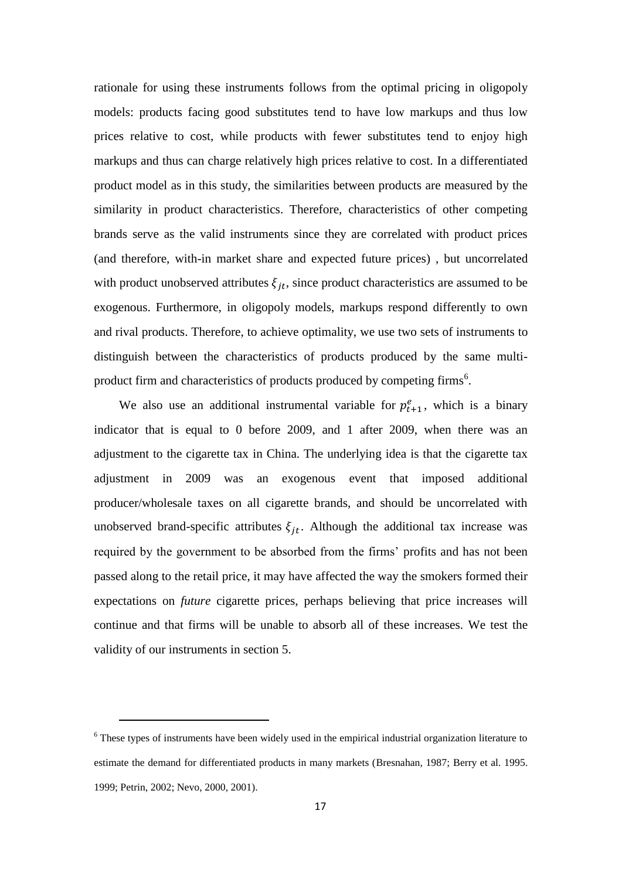rationale for using these instruments follows from the optimal pricing in oligopoly models: products facing good substitutes tend to have low markups and thus low prices relative to cost, while products with fewer substitutes tend to enjoy high markups and thus can charge relatively high prices relative to cost. In a differentiated product model as in this study, the similarities between products are measured by the similarity in product characteristics. Therefore, characteristics of other competing brands serve as the valid instruments since they are correlated with product prices (and therefore, with-in market share and expected future prices) , but uncorrelated with product unobserved attributes $\xi_{jt}$, since product characteristics are assumed to be exogenous. Furthermore, in oligopoly models, markups respond differently to own and rival products. Therefore, to achieve optimality, we use two sets of instruments to distinguish between the characteristics of products produced by the same multi-product firm and characteristics of products produced by competing firms[6].

We also use an additional instrumental variable for $p_{t+1}^e$, which is a binary indicator that is equal to 0 before 2009, and 1 after 2009, when there was an adjustment to the cigarette tax in China. The underlying idea is that the cigarette tax adjustment in 2009 was an exogenous event that imposed additional producer/wholesale taxes on all cigarette brands, and should be uncorrelated with unobserved brand-specific attributes $\xi_{jt}$. Although the additional tax increase was required by the government to be absorbed from the firms' profits and has not been passed along to the retail price, it may have affected the way the smokers formed their expectations on *future* cigarette prices, perhaps believing that price increases will continue and that firms will be unable to absorb all of these increases. We test the validity of our instruments in section 5.

[6] These types of instruments have been widely used in the empirical industrial organization literature to estimate the demand for differentiated products in many markets (Bresnahan, 1987; Berry et al. 1995. 1999; Petrin, 2002; Nevo, 2000, 2001).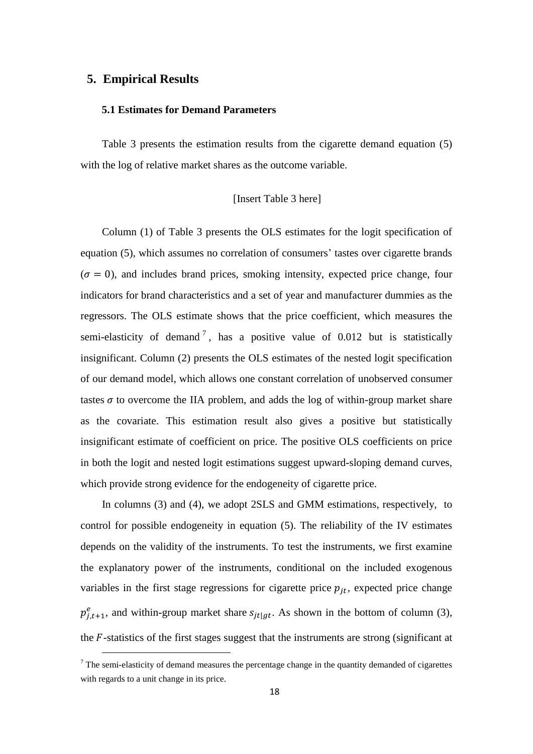## 5. Empirical Results

### 5.1 Estimates for Demand Parameters

Table 3 presents the estimation results from the cigarette demand equation (5) with the log of relative market shares as the outcome variable.

[Insert Table 3 here]

Column (1) of Table 3 presents the OLS estimates for the logit specification of equation (5), which assumes no correlation of consumers' tastes over cigarette brands ($\sigma = 0$), and includes brand prices, smoking intensity, expected price change, four indicators for brand characteristics and a set of year and manufacturer dummies as the regressors. The OLS estimate shows that the price coefficient, which measures the semi-elasticity of demand [7], has a positive value of 0.012 but is statistically insignificant. Column (2) presents the OLS estimates of the nested logit specification of our demand model, which allows one constant correlation of unobserved consumer tastes $\sigma$ to overcome the IIA problem, and adds the log of within-group market share as the covariate. This estimation result also gives a positive but statistically insignificant estimate of coefficient on price. The positive OLS coefficients on price in both the logit and nested logit estimations suggest upward-sloping demand curves, which provide strong evidence for the endogeneity of cigarette price.

In columns (3) and (4), we adopt 2SLS and GMM estimations, respectively, to control for possible endogeneity in equation (5). The reliability of the IV estimates depends on the validity of the instruments. To test the instruments, we first examine the explanatory power of the instruments, conditional on the included exogenous variables in the first stage regressions for cigarette price $p_{jt}$, expected price change $p^{e}_{j,t+1}$, and within-group market share $s_{jt|gt}$. As shown in the bottom of column (3), the $F$-statistics of the first stages suggest that the instruments are strong (significant at

[7] The semi-elasticity of demand measures the percentage change in the quantity demanded of cigarettes with regards to a unit change in its price.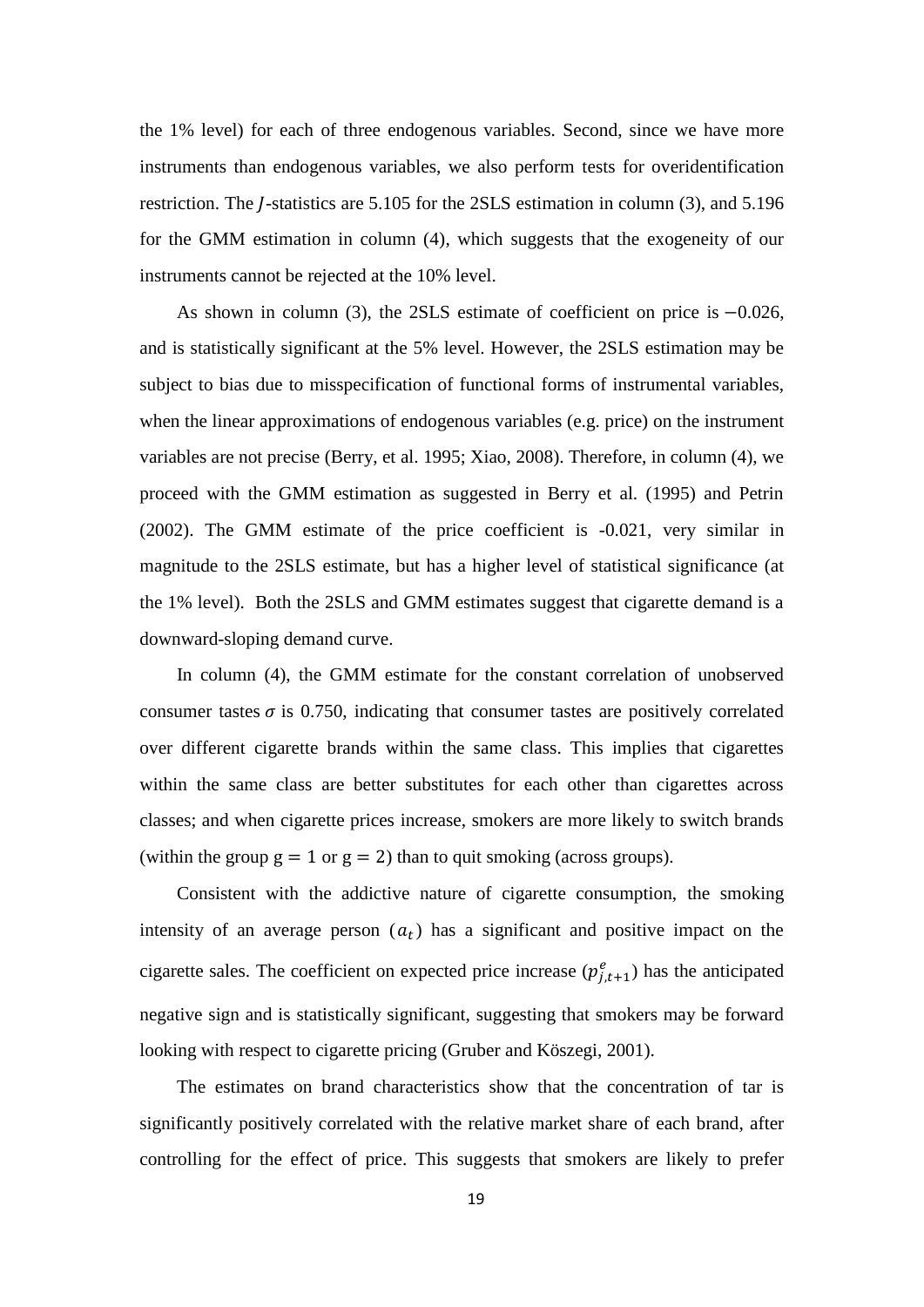the 1% level) for each of three endogenous variables. Second, since we have more instruments than endogenous variables, we also perform tests for overidentification restriction. The $J$-statistics are 5.105 for the 2SLS estimation in column (3), and 5.196 for the GMM estimation in column (4), which suggests that the exogeneity of our instruments cannot be rejected at the 10% level.

As shown in column (3), the 2SLS estimate of coefficient on price is $-0.026$, and is statistically significant at the 5% level. However, the 2SLS estimation may be subject to bias due to misspecification of functional forms of instrumental variables, when the linear approximations of endogenous variables (e.g. price) on the instrument variables are not precise (Berry, et al. 1995; Xiao, 2008). Therefore, in column (4), we proceed with the GMM estimation as suggested in Berry et al. (1995) and Petrin (2002). The GMM estimate of the price coefficient is -0.021, very similar in magnitude to the 2SLS estimate, but has a higher level of statistical significance (at the 1% level). Both the 2SLS and GMM estimates suggest that cigarette demand is a downward-sloping demand curve.

In column (4), the GMM estimate for the constant correlation of unobserved consumer tastes $\sigma$ is 0.750, indicating that consumer tastes are positively correlated over different cigarette brands within the same class. This implies that cigarettes within the same class are better substitutes for each other than cigarettes across classes; and when cigarette prices increase, smokers are more likely to switch brands (within the group $\mathrm{g} = 1$ or $\mathrm{g} = 2$) than to quit smoking (across groups).

Consistent with the addictive nature of cigarette consumption, the smoking intensity of an average person ($a_t$) has a significant and positive impact on the cigarette sales. The coefficient on expected price increase ($p^e_{j,t+1}$) has the anticipated negative sign and is statistically significant, suggesting that smokers may be forward looking with respect to cigarette pricing (Gruber and Köszegi, 2001).

The estimates on brand characteristics show that the concentration of tar is significantly positively correlated with the relative market share of each brand, after controlling for the effect of price. This suggests that smokers are likely to prefer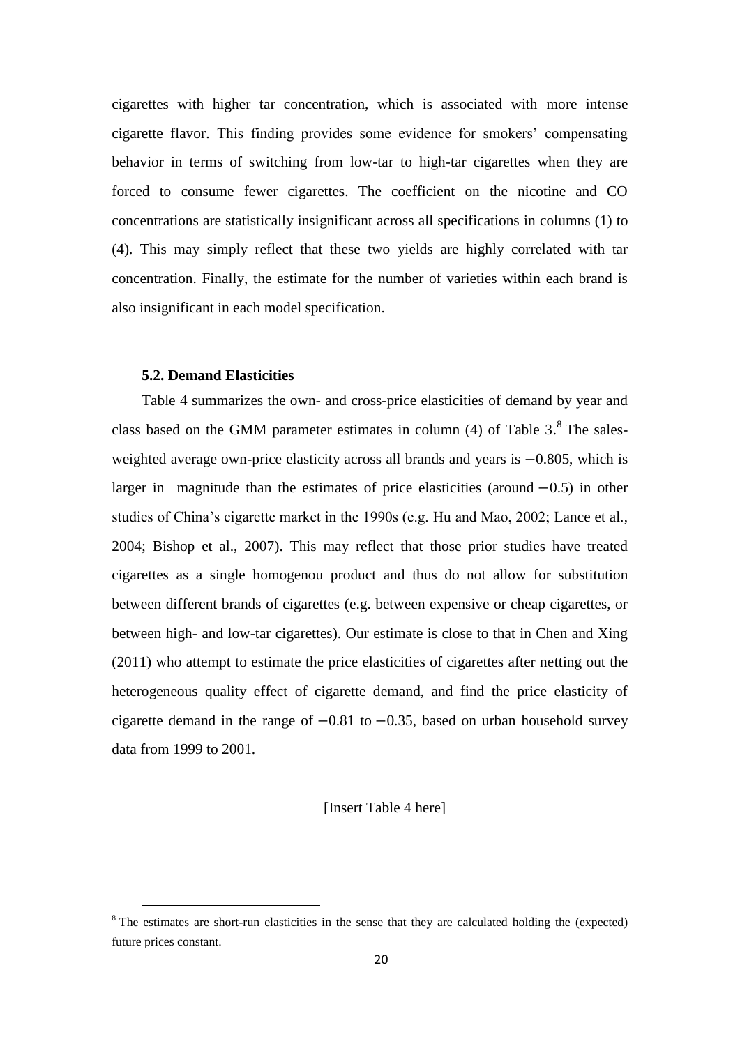cigarettes with higher tar concentration, which is associated with more intense cigarette flavor. This finding provides some evidence for smokers' compensating behavior in terms of switching from low-tar to high-tar cigarettes when they are forced to consume fewer cigarettes. The coefficient on the nicotine and CO concentrations are statistically insignificant across all specifications in columns (1) to (4). This may simply reflect that these two yields are highly correlated with tar concentration. Finally, the estimate for the number of varieties within each brand is also insignificant in each model specification.

### 5.2. Demand Elasticities

Table 4 summarizes the own- and cross-price elasticities of demand by year and class based on the GMM parameter estimates in column (4) of Table 3.[8] The sales-weighted average own-price elasticity across all brands and years is $-0.805$, which is larger in magnitude than the estimates of price elasticities (around $-0.5$) in other studies of China's cigarette market in the 1990s (e.g. Hu and Mao, 2002; Lance et al., 2004; Bishop et al., 2007). This may reflect that those prior studies have treated cigarettes as a single homogenou product and thus do not allow for substitution between different brands of cigarettes (e.g. between expensive or cheap cigarettes, or between high- and low-tar cigarettes). Our estimate is close to that in Chen and Xing (2011) who attempt to estimate the price elasticities of cigarettes after netting out the heterogeneous quality effect of cigarette demand, and find the price elasticity of cigarette demand in the range of $-0.81$ to $-0.35$, based on urban household survey data from 1999 to 2001.

[Insert Table 4 here]

[8] The estimates are short-run elasticities in the sense that they are calculated holding the (expected) future prices constant.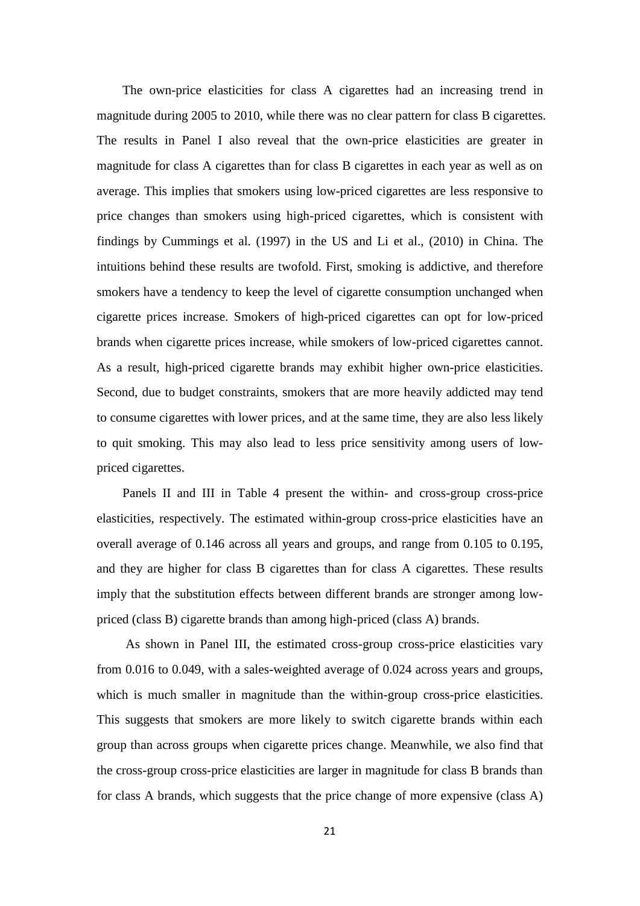The own-price elasticities for class A cigarettes had an increasing trend in magnitude during 2005 to 2010, while there was no clear pattern for class B cigarettes. The results in Panel I also reveal that the own-price elasticities are greater in magnitude for class A cigarettes than for class B cigarettes in each year as well as on average. This implies that smokers using low-priced cigarettes are less responsive to price changes than smokers using high-priced cigarettes, which is consistent with findings by Cummings et al. (1997) in the US and Li et al., (2010) in China. The intuitions behind these results are twofold. First, smoking is addictive, and therefore smokers have a tendency to keep the level of cigarette consumption unchanged when cigarette prices increase. Smokers of high-priced cigarettes can opt for low-priced brands when cigarette prices increase, while smokers of low-priced cigarettes cannot. As a result, high-priced cigarette brands may exhibit higher own-price elasticities. Second, due to budget constraints, smokers that are more heavily addicted may tend to consume cigarettes with lower prices, and at the same time, they are also less likely to quit smoking. This may also lead to less price sensitivity among users of low-priced cigarettes.

Panels II and III in Table 4 present the within- and cross-group cross-price elasticities, respectively. The estimated within-group cross-price elasticities have an overall average of 0.146 across all years and groups, and range from 0.105 to 0.195, and they are higher for class B cigarettes than for class A cigarettes. These results imply that the substitution effects between different brands are stronger among low-priced (class B) cigarette brands than among high-priced (class A) brands.

As shown in Panel III, the estimated cross-group cross-price elasticities vary from 0.016 to 0.049, with a sales-weighted average of 0.024 across years and groups, which is much smaller in magnitude than the within-group cross-price elasticities. This suggests that smokers are more likely to switch cigarette brands within each group than across groups when cigarette prices change. Meanwhile, we also find that the cross-group cross-price elasticities are larger in magnitude for class B brands than for class A brands, which suggests that the price change of more expensive (class A)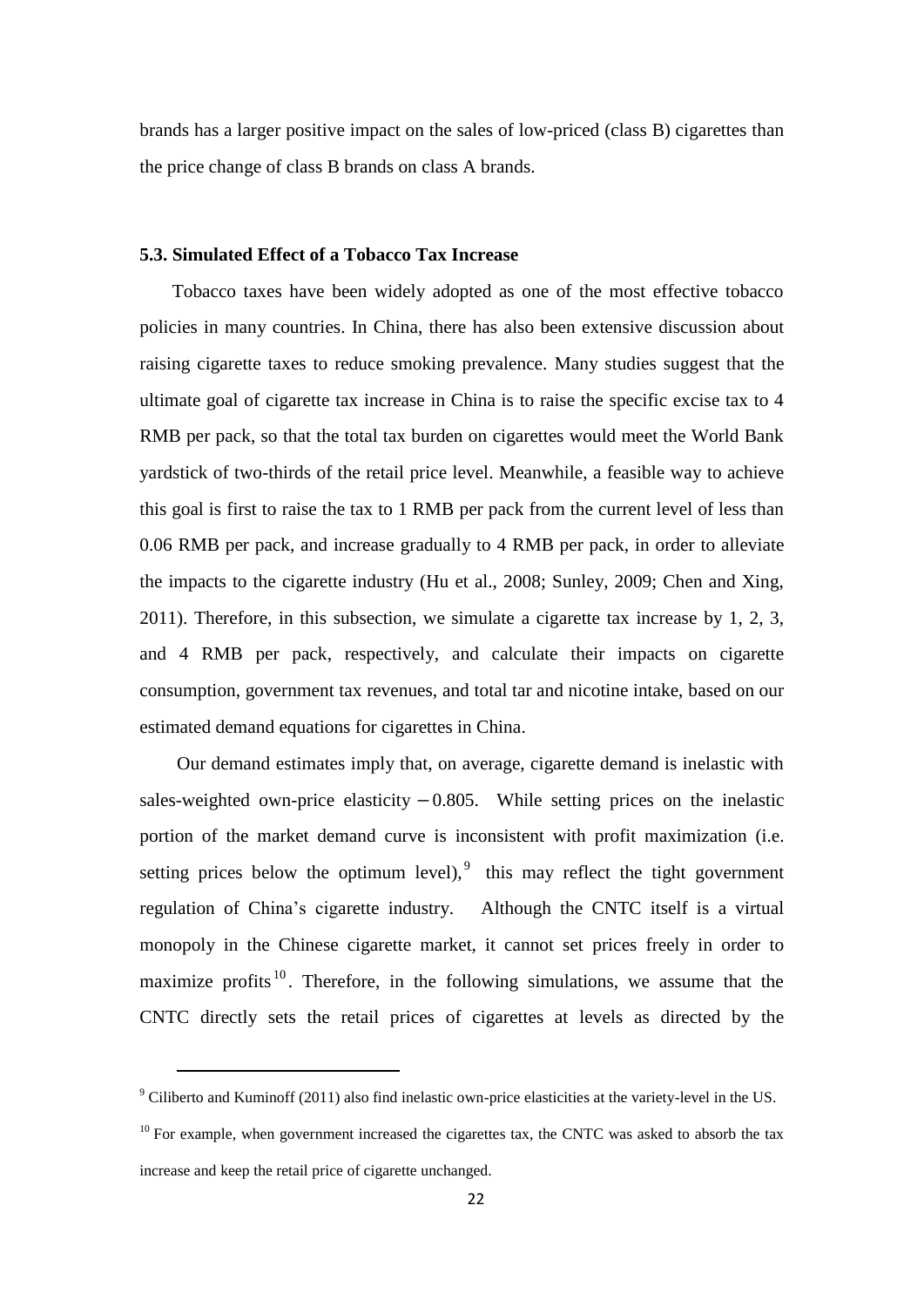brands has a larger positive impact on the sales of low-priced (class B) cigarettes than the price change of class B brands on class A brands.

### 5.3. Simulated Effect of a Tobacco Tax Increase

Tobacco taxes have been widely adopted as one of the most effective tobacco policies in many countries. In China, there has also been extensive discussion about raising cigarette taxes to reduce smoking prevalence. Many studies suggest that the ultimate goal of cigarette tax increase in China is to raise the specific excise tax to 4 RMB per pack, so that the total tax burden on cigarettes would meet the World Bank yardstick of two-thirds of the retail price level. Meanwhile, a feasible way to achieve this goal is first to raise the tax to 1 RMB per pack from the current level of less than 0.06 RMB per pack, and increase gradually to 4 RMB per pack, in order to alleviate the impacts to the cigarette industry (Hu et al., 2008; Sunley, 2009; Chen and Xing, 2011). Therefore, in this subsection, we simulate a cigarette tax increase by 1, 2, 3, and 4 RMB per pack, respectively, and calculate their impacts on cigarette consumption, government tax revenues, and total tar and nicotine intake, based on our estimated demand equations for cigarettes in China.

Our demand estimates imply that, on average, cigarette demand is inelastic with sales-weighted own-price elasticity $-0.805$. While setting prices on the inelastic portion of the market demand curve is inconsistent with profit maximization (i.e. setting prices below the optimum level),[9] this may reflect the tight government regulation of China's cigarette industry. Although the CNTC itself is a virtual monopoly in the Chinese cigarette market, it cannot set prices freely in order to maximize profits[10]. Therefore, in the following simulations, we assume that the CNTC directly sets the retail prices of cigarettes at levels as directed by the

---

[9] Ciliberto and Kuminoff (2011) also find inelastic own-price elasticities at the variety-level in the US.

[10] For example, when government increased the cigarettes tax, the CNTC was asked to absorb the tax increase and keep the retail price of cigarette unchanged.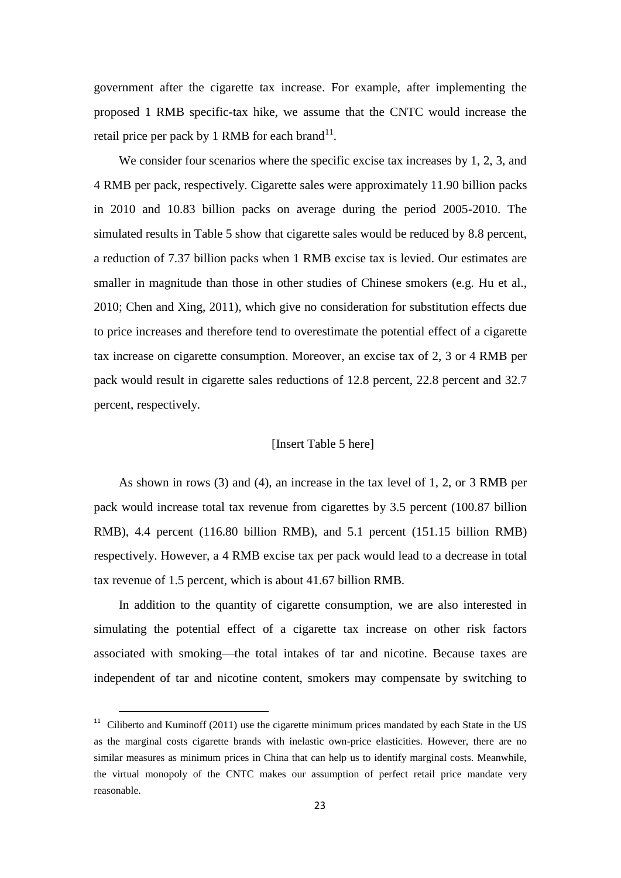government after the cigarette tax increase. For example, after implementing the proposed 1 RMB specific-tax hike, we assume that the CNTC would increase the retail price per pack by 1 RMB for each brand[11].

We consider four scenarios where the specific excise tax increases by 1, 2, 3, and 4 RMB per pack, respectively. Cigarette sales were approximately 11.90 billion packs in 2010 and 10.83 billion packs on average during the period 2005-2010. The simulated results in Table 5 show that cigarette sales would be reduced by 8.8 percent, a reduction of 7.37 billion packs when 1 RMB excise tax is levied. Our estimates are smaller in magnitude than those in other studies of Chinese smokers (e.g. Hu et al., 2010; Chen and Xing, 2011), which give no consideration for substitution effects due to price increases and therefore tend to overestimate the potential effect of a cigarette tax increase on cigarette consumption. Moreover, an excise tax of 2, 3 or 4 RMB per pack would result in cigarette sales reductions of 12.8 percent, 22.8 percent and 32.7 percent, respectively.

[Insert Table 5 here]

As shown in rows (3) and (4), an increase in the tax level of 1, 2, or 3 RMB per pack would increase total tax revenue from cigarettes by 3.5 percent (100.87 billion RMB), 4.4 percent (116.80 billion RMB), and 5.1 percent (151.15 billion RMB) respectively. However, a 4 RMB excise tax per pack would lead to a decrease in total tax revenue of 1.5 percent, which is about 41.67 billion RMB.

In addition to the quantity of cigarette consumption, we are also interested in simulating the potential effect of a cigarette tax increase on other risk factors associated with smoking—the total intakes of tar and nicotine. Because taxes are independent of tar and nicotine content, smokers may compensate by switching to

[11] Ciliberto and Kuminoff (2011) use the cigarette minimum prices mandated by each State in the US as the marginal costs cigarette brands with inelastic own-price elasticities. However, there are no similar measures as minimum prices in China that can help us to identify marginal costs. Meanwhile, the virtual monopoly of the CNTC makes our assumption of perfect retail price mandate very reasonable.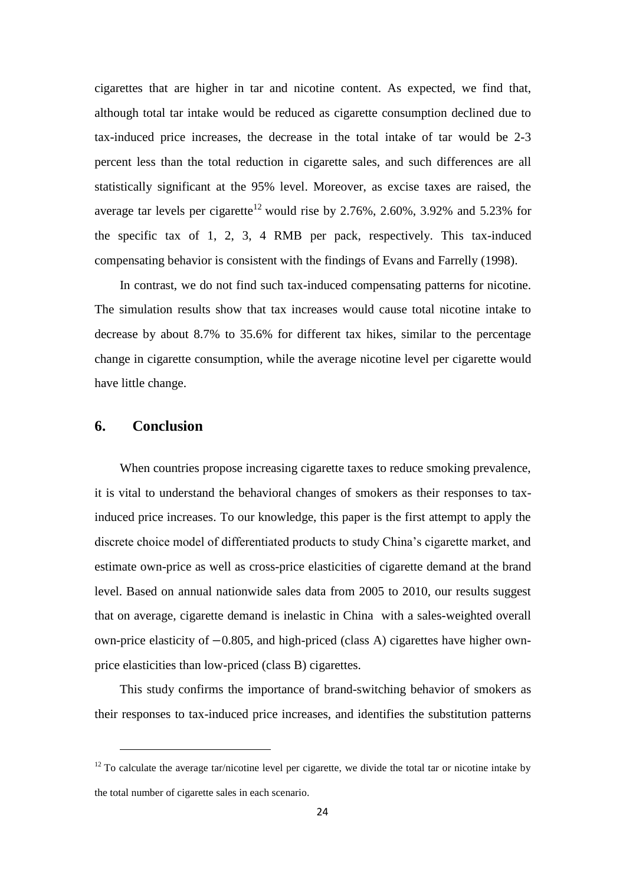cigarettes that are higher in tar and nicotine content. As expected, we find that, although total tar intake would be reduced as cigarette consumption declined due to tax-induced price increases, the decrease in the total intake of tar would be 2-3 percent less than the total reduction in cigarette sales, and such differences are all statistically significant at the 95% level. Moreover, as excise taxes are raised, the average tar levels per cigarette[12] would rise by 2.76%, 2.60%, 3.92% and 5.23% for the specific tax of 1, 2, 3, 4 RMB per pack, respectively. This tax-induced compensating behavior is consistent with the findings of Evans and Farrelly (1998).

In contrast, we do not find such tax-induced compensating patterns for nicotine. The simulation results show that tax increases would cause total nicotine intake to decrease by about 8.7% to 35.6% for different tax hikes, similar to the percentage change in cigarette consumption, while the average nicotine level per cigarette would have little change.

## 6. Conclusion

When countries propose increasing cigarette taxes to reduce smoking prevalence, it is vital to understand the behavioral changes of smokers as their responses to tax-induced price increases. To our knowledge, this paper is the first attempt to apply the discrete choice model of differentiated products to study China's cigarette market, and estimate own-price as well as cross-price elasticities of cigarette demand at the brand level. Based on annual nationwide sales data from 2005 to 2010, our results suggest that on average, cigarette demand is inelastic in China with a sales-weighted overall own-price elasticity of $-0.805$, and high-priced (class A) cigarettes have higher own-price elasticities than low-priced (class B) cigarettes.

This study confirms the importance of brand-switching behavior of smokers as their responses to tax-induced price increases, and identifies the substitution patterns

[12] To calculate the average tar/nicotine level per cigarette, we divide the total tar or nicotine intake by the total number of cigarette sales in each scenario.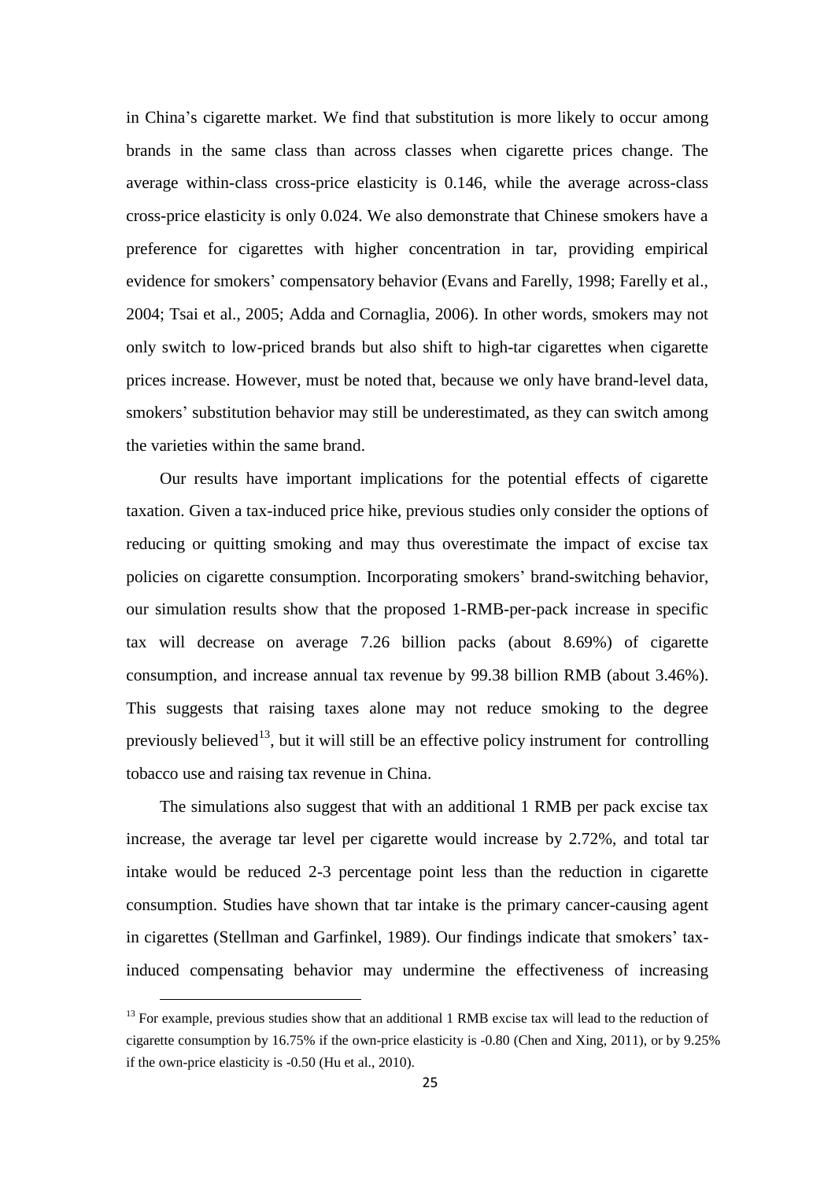in China's cigarette market. We find that substitution is more likely to occur among brands in the same class than across classes when cigarette prices change. The average within-class cross-price elasticity is 0.146, while the average across-class cross-price elasticity is only 0.024. We also demonstrate that Chinese smokers have a preference for cigarettes with higher concentration in tar, providing empirical evidence for smokers' compensatory behavior (Evans and Farelly, 1998; Farelly et al., 2004; Tsai et al., 2005; Adda and Cornaglia, 2006). In other words, smokers may not only switch to low-priced brands but also shift to high-tar cigarettes when cigarette prices increase. However, must be noted that, because we only have brand-level data, smokers' substitution behavior may still be underestimated, as they can switch among the varieties within the same brand.

Our results have important implications for the potential effects of cigarette taxation. Given a tax-induced price hike, previous studies only consider the options of reducing or quitting smoking and may thus overestimate the impact of excise tax policies on cigarette consumption. Incorporating smokers' brand-switching behavior, our simulation results show that the proposed 1-RMB-per-pack increase in specific tax will decrease on average 7.26 billion packs (about 8.69%) of cigarette consumption, and increase annual tax revenue by 99.38 billion RMB (about 3.46%). This suggests that raising taxes alone may not reduce smoking to the degree previously believed[13], but it will still be an effective policy instrument for controlling tobacco use and raising tax revenue in China.

The simulations also suggest that with an additional 1 RMB per pack excise tax increase, the average tar level per cigarette would increase by 2.72%, and total tar intake would be reduced 2-3 percentage point less than the reduction in cigarette consumption. Studies have shown that tar intake is the primary cancer-causing agent in cigarettes (Stellman and Garfinkel, 1989). Our findings indicate that smokers' tax-induced compensating behavior may undermine the effectiveness of increasing

[13] For example, previous studies show that an additional 1 RMB excise tax will lead to the reduction of cigarette consumption by 16.75% if the own-price elasticity is -0.80 (Chen and Xing, 2011), or by 9.25% if the own-price elasticity is -0.50 (Hu et al., 2010).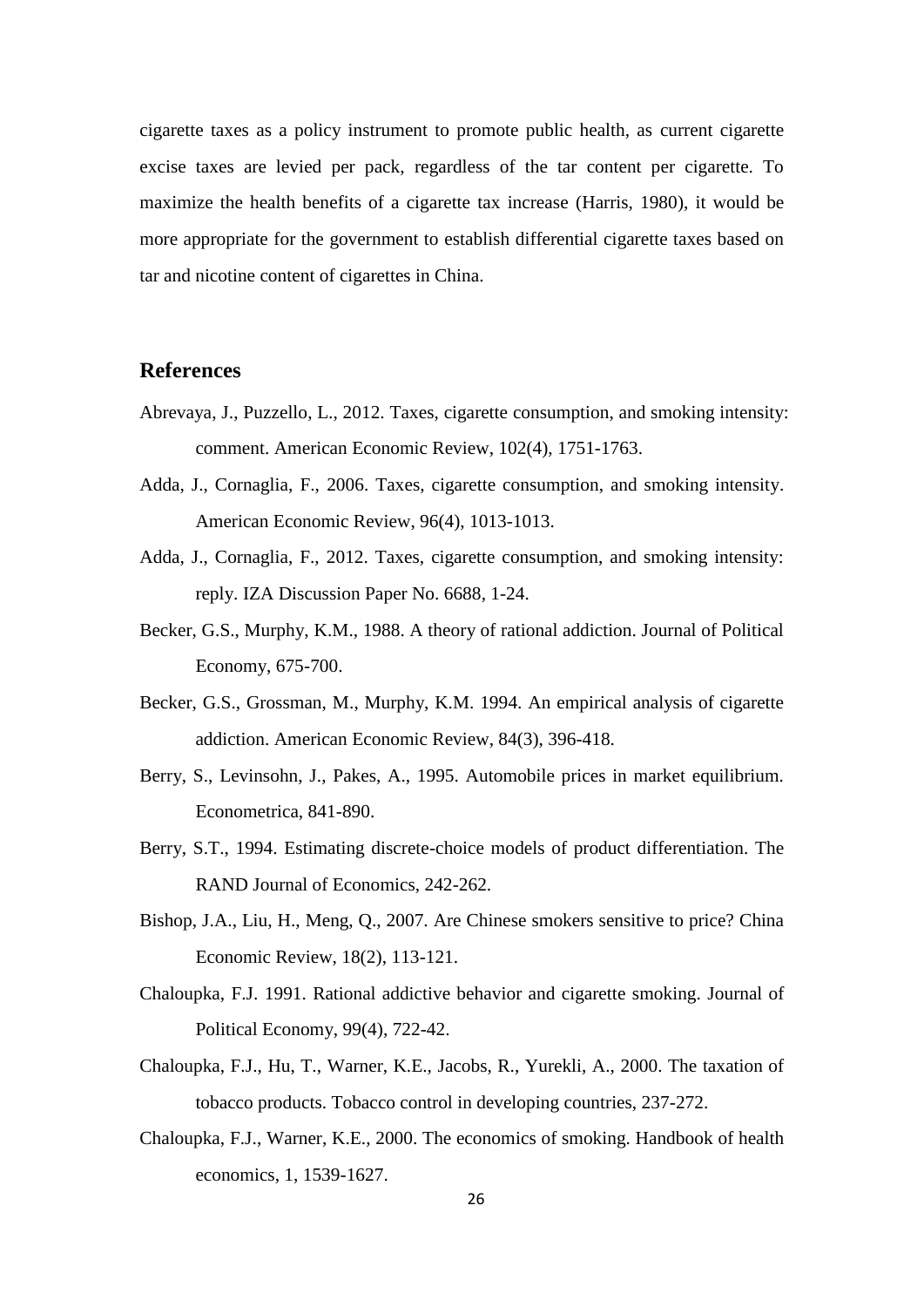cigarette taxes as a policy instrument to promote public health, as current cigarette excise taxes are levied per pack, regardless of the tar content per cigarette. To maximize the health benefits of a cigarette tax increase (Harris, 1980), it would be more appropriate for the government to establish differential cigarette taxes based on tar and nicotine content of cigarettes in China.

## References

Abrevaya, J., Puzzello, L., 2012. Taxes, cigarette consumption, and smoking intensity: comment. American Economic Review, 102(4), 1751-1763.

Adda, J., Cornaglia, F., 2006. Taxes, cigarette consumption, and smoking intensity. American Economic Review, 96(4), 1013-1013.

Adda, J., Cornaglia, F., 2012. Taxes, cigarette consumption, and smoking intensity: reply. IZA Discussion Paper No. 6688, 1-24.

Becker, G.S., Murphy, K.M., 1988. A theory of rational addiction. Journal of Political Economy, 675-700.

Becker, G.S., Grossman, M., Murphy, K.M. 1994. An empirical analysis of cigarette addiction. American Economic Review, 84(3), 396-418.

Berry, S., Levinsohn, J., Pakes, A., 1995. Automobile prices in market equilibrium. Econometrica, 841-890.

Berry, S.T., 1994. Estimating discrete-choice models of product differentiation. The RAND Journal of Economics, 242-262.

Bishop, J.A., Liu, H., Meng, Q., 2007. Are Chinese smokers sensitive to price? China Economic Review, 18(2), 113-121.

Chaloupka, F.J. 1991. Rational addictive behavior and cigarette smoking. Journal of Political Economy, 99(4), 722-42.

Chaloupka, F.J., Hu, T., Warner, K.E., Jacobs, R., Yurekli, A., 2000. The taxation of tobacco products. Tobacco control in developing countries, 237-272.

Chaloupka, F.J., Warner, K.E., 2000. The economics of smoking. Handbook of health economics, 1, 1539-1627.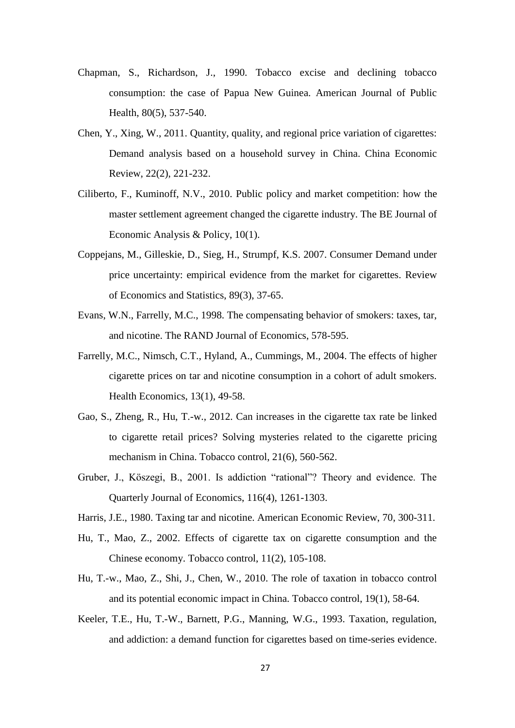Chapman, S., Richardson, J., 1990. Tobacco excise and declining tobacco consumption: the case of Papua New Guinea. American Journal of Public Health, 80(5), 537-540.

Chen, Y., Xing, W., 2011. Quantity, quality, and regional price variation of cigarettes: Demand analysis based on a household survey in China. China Economic Review, 22(2), 221-232.

Ciliberto, F., Kuminoff, N.V., 2010. Public policy and market competition: how the master settlement agreement changed the cigarette industry. The BE Journal of Economic Analysis & Policy, 10(1).

Coppejans, M., Gilleskie, D., Sieg, H., Strumpf, K.S. 2007. Consumer Demand under price uncertainty: empirical evidence from the market for cigarettes. Review of Economics and Statistics, 89(3), 37-65.

Evans, W.N., Farrelly, M.C., 1998. The compensating behavior of smokers: taxes, tar, and nicotine. The RAND Journal of Economics, 578-595.

Farrelly, M.C., Nimsch, C.T., Hyland, A., Cummings, M., 2004. The effects of higher cigarette prices on tar and nicotine consumption in a cohort of adult smokers. Health Economics, 13(1), 49-58.

Gao, S., Zheng, R., Hu, T.-w., 2012. Can increases in the cigarette tax rate be linked to cigarette retail prices? Solving mysteries related to the cigarette pricing mechanism in China. Tobacco control, 21(6), 560-562.

Gruber, J., Köszegi, B., 2001. Is addiction "rational"? Theory and evidence. The Quarterly Journal of Economics, 116(4), 1261-1303.

Harris, J.E., 1980. Taxing tar and nicotine. American Economic Review, 70, 300-311.

Hu, T., Mao, Z., 2002. Effects of cigarette tax on cigarette consumption and the Chinese economy. Tobacco control, 11(2), 105-108.

Hu, T.-w., Mao, Z., Shi, J., Chen, W., 2010. The role of taxation in tobacco control and its potential economic impact in China. Tobacco control, 19(1), 58-64.

Keeler, T.E., Hu, T.-W., Barnett, P.G., Manning, W.G., 1993. Taxation, regulation, and addiction: a demand function for cigarettes based on time-series evidence.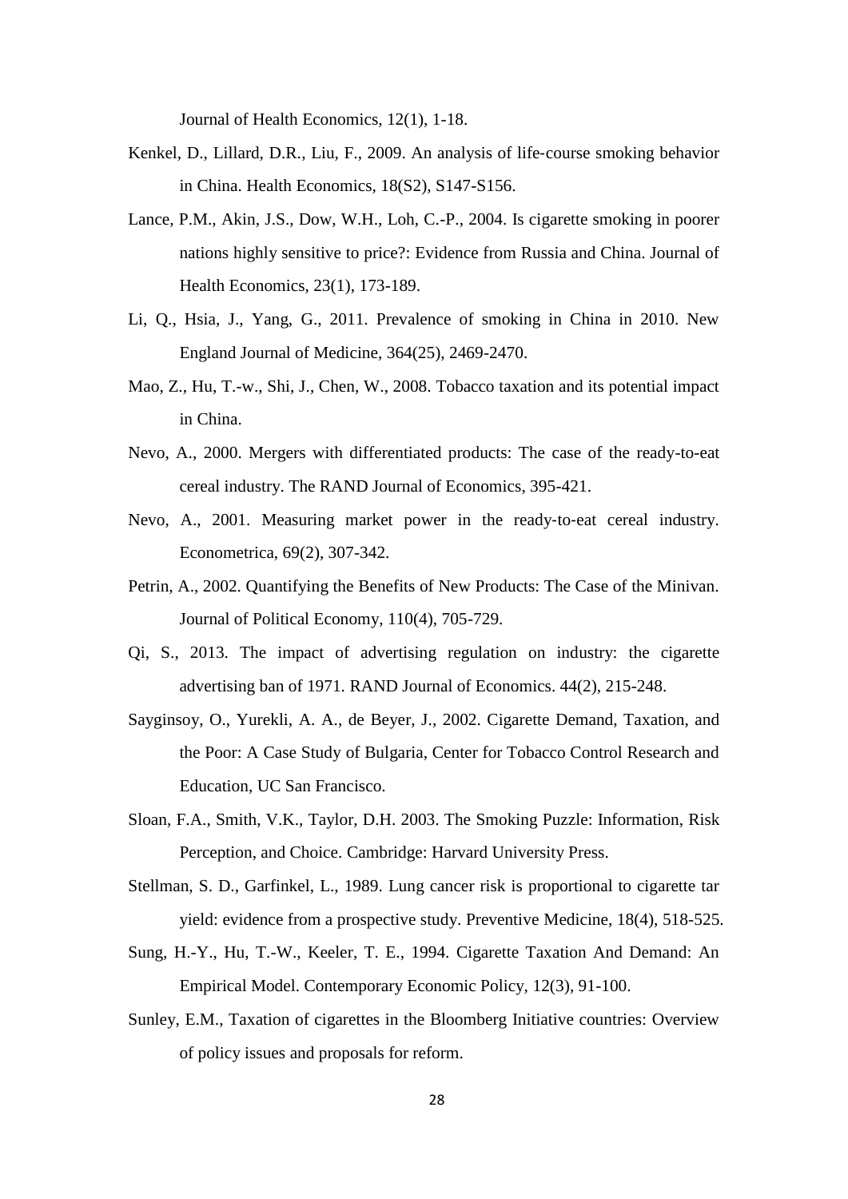Journal of Health Economics, 12(1), 1-18.

Kenkel, D., Lillard, D.R., Liu, F., 2009. An analysis of life-course smoking behavior in China. Health Economics, 18(S2), S147-S156.

Lance, P.M., Akin, J.S., Dow, W.H., Loh, C.-P., 2004. Is cigarette smoking in poorer nations highly sensitive to price?: Evidence from Russia and China. Journal of Health Economics, 23(1), 173-189.

Li, Q., Hsia, J., Yang, G., 2011. Prevalence of smoking in China in 2010. New England Journal of Medicine, 364(25), 2469-2470.

Mao, Z., Hu, T.-w., Shi, J., Chen, W., 2008. Tobacco taxation and its potential impact in China.

Nevo, A., 2000. Mergers with differentiated products: The case of the ready-to-eat cereal industry. The RAND Journal of Economics, 395-421.

Nevo, A., 2001. Measuring market power in the ready-to-eat cereal industry. Econometrica, 69(2), 307-342.

Petrin, A., 2002. Quantifying the Benefits of New Products: The Case of the Minivan. Journal of Political Economy, 110(4), 705-729.

Qi, S., 2013. The impact of advertising regulation on industry: the cigarette advertising ban of 1971. RAND Journal of Economics. 44(2), 215-248.

Sayginsoy, O., Yurekli, A. A., de Beyer, J., 2002. Cigarette Demand, Taxation, and the Poor: A Case Study of Bulgaria, Center for Tobacco Control Research and Education, UC San Francisco.

Sloan, F.A., Smith, V.K., Taylor, D.H. 2003. The Smoking Puzzle: Information, Risk Perception, and Choice. Cambridge: Harvard University Press.

Stellman, S. D., Garfinkel, L., 1989. Lung cancer risk is proportional to cigarette tar yield: evidence from a prospective study. Preventive Medicine, 18(4), 518-525.

Sung, H.-Y., Hu, T.-W., Keeler, T. E., 1994. Cigarette Taxation And Demand: An Empirical Model. Contemporary Economic Policy, 12(3), 91-100.

Sunley, E.M., Taxation of cigarettes in the Bloomberg Initiative countries: Overview of policy issues and proposals for reform.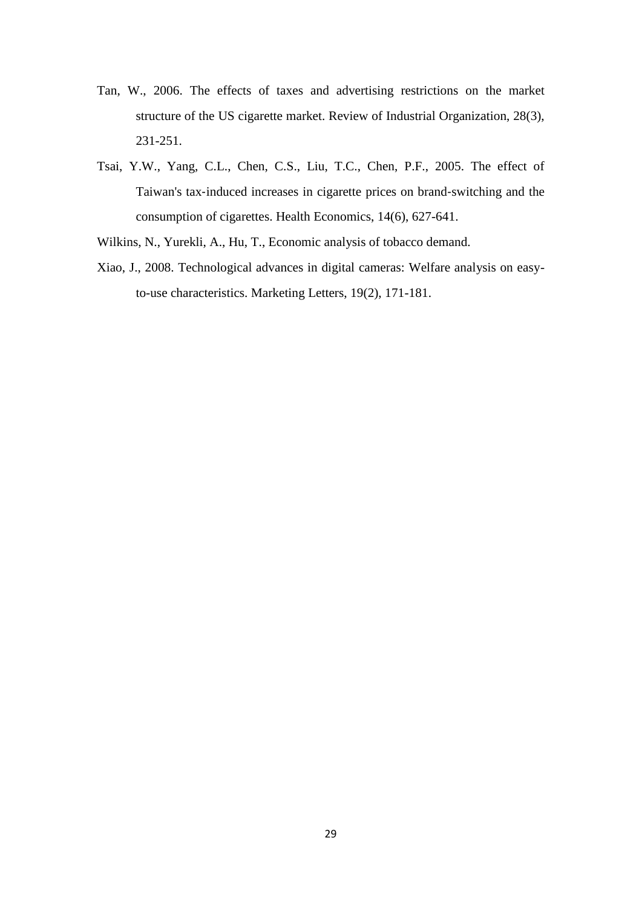Tan, W., 2006. The effects of taxes and advertising restrictions on the market structure of the US cigarette market. Review of Industrial Organization, 28(3), 231-251.

Tsai, Y.W., Yang, C.L., Chen, C.S., Liu, T.C., Chen, P.F., 2005. The effect of Taiwan's tax-induced increases in cigarette prices on brand-switching and the consumption of cigarettes. Health Economics, 14(6), 627-641.

Wilkins, N., Yurekli, A., Hu, T., Economic analysis of tobacco demand.

Xiao, J., 2008. Technological advances in digital cameras: Welfare analysis on easy-to-use characteristics. Marketing Letters, 19(2), 171-181.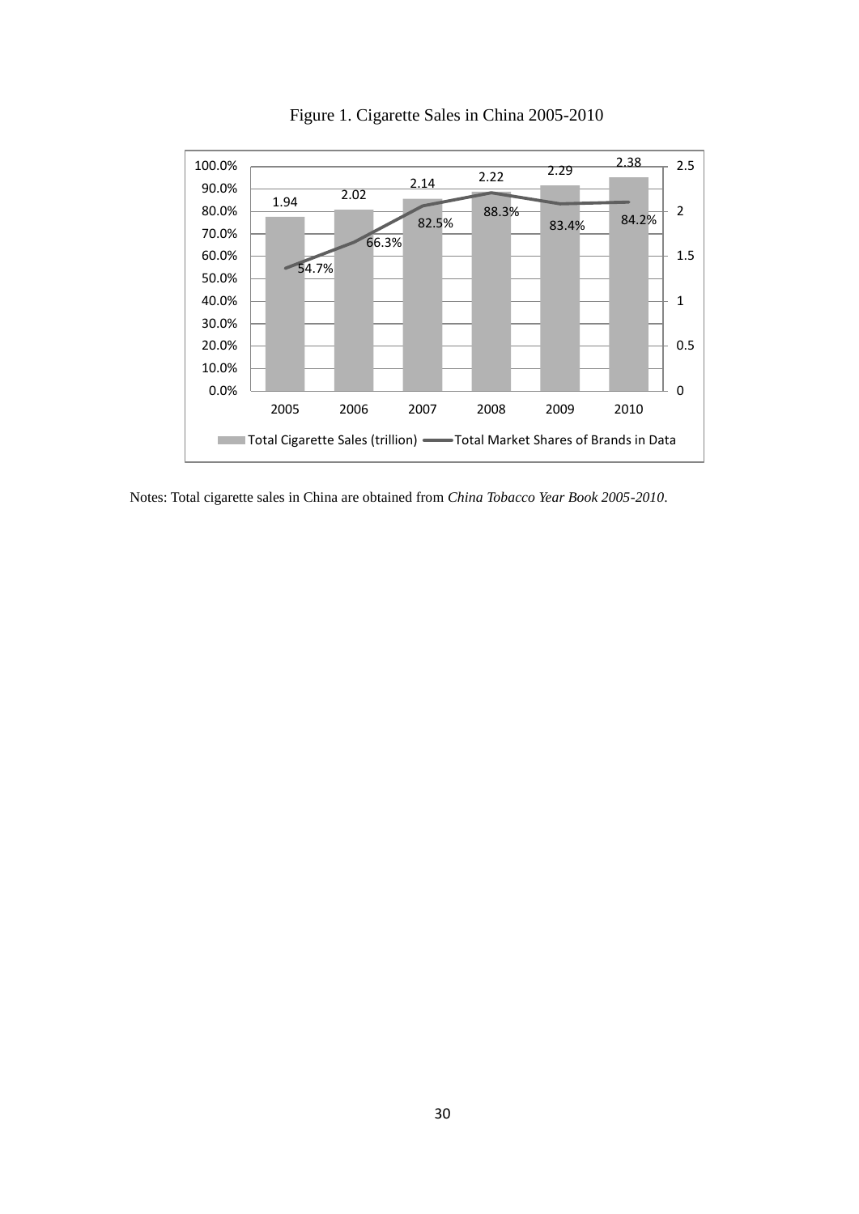Figure 1. Cigarette Sales in China 2005-2010

| Year | Total Cigarette Sales (trillion) | Total Market Shares of Brands in Data |
|---|---|---|
| 2005 | 1.94 | 54.7% |
| 2006 | 2.02 | 66.3% |
| 2007 | 2.14 | 82.5% |
| 2008 | 2.22 | 88.3% |
| 2009 | 2.29 | 83.4% |
| 2010 | 2.38 | 84.2% |

Notes: Total cigarette sales in China are obtained from *China Tobacco Year Book 2005-2010*.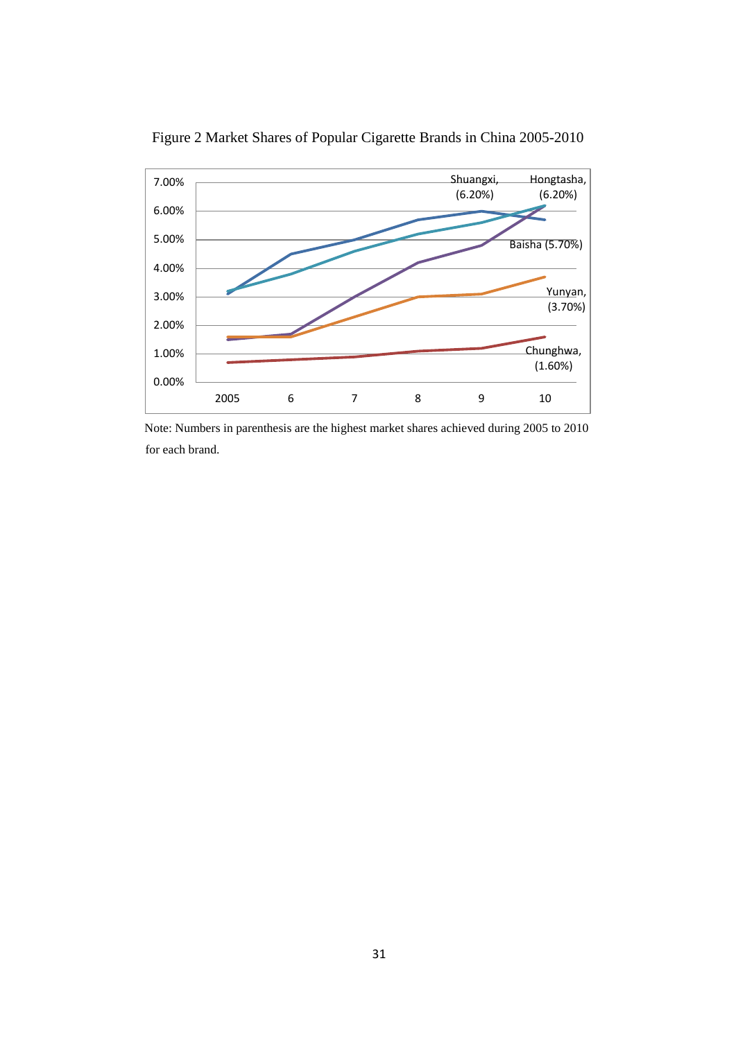Figure 2 Market Shares of Popular Cigarette Brands in China 2005-2010

Note: Numbers in parenthesis are the highest market shares achieved during 2005 to 2010 for each brand.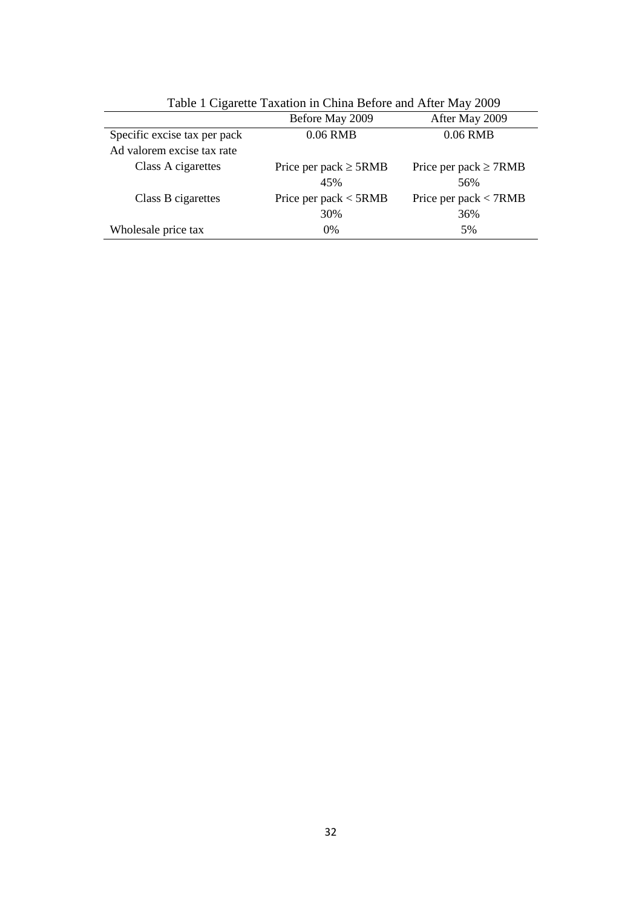Table 1 Cigarette Taxation in China Before and After May 2009

| | Before May 2009 | After May 2009 |
|---|---|---|
| Specific excise tax per pack | 0.06 RMB | 0.06 RMB |
| Ad valorem excise tax rate | | |
| Class A cigarettes | Price per pack ≥ 5RMB | Price per pack ≥ 7RMB |
| | 45% | 56% |
| Class B cigarettes | Price per pack < 5RMB | Price per pack < 7RMB |
| | 30% | 36% |
| Wholesale price tax | 0% | 5% |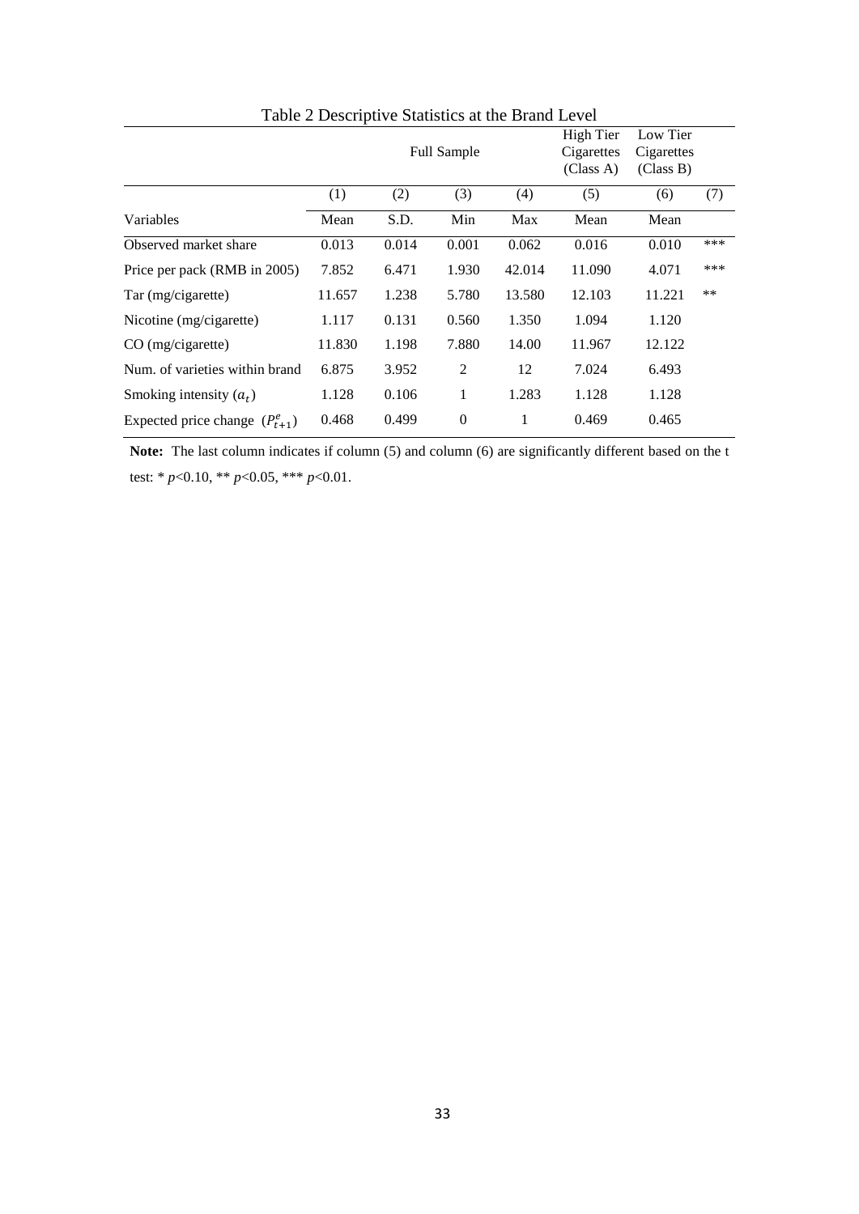Table 2 Descriptive Statistics at the Brand Level

| | Full Sample | | | | High Tier Cigarettes (Class A) | Low Tier Cigarettes (Class B) | |
|---|---|---|---|---|---|---|---|
| | (1) | (2) | (3) | (4) | (5) | (6) | (7) |
| Variables | Mean | S.D. | Min | Max | Mean | Mean | |
| Observed market share | 0.013 | 0.014 | 0.001 | 0.062 | 0.016 | 0.010 | *** |
| Price per pack (RMB in 2005) | 7.852 | 6.471 | 1.930 | 42.014 | 11.090 | 4.071 | *** |
| Tar (mg/cigarette) | 11.657 | 1.238 | 5.780 | 13.580 | 12.103 | 11.221 | ** |
| Nicotine (mg/cigarette) | 1.117 | 0.131 | 0.560 | 1.350 | 1.094 | 1.120 | |
| CO (mg/cigarette) | 11.830 | 1.198 | 7.880 | 14.00 | 11.967 | 12.122 | |
| Num. of varieties within brand | 6.875 | 3.952 | 2 | 12 | 7.024 | 6.493 | |
| Smoking intensity ($a_t$) | 1.128 | 0.106 | 1 | 1.283 | 1.128 | 1.128 | |
| Expected price change ($P^e_{t+1}$) | 0.468 | 0.499 | 0 | 1 | 0.469 | 0.465 | |

**Note:** The last column indicates if column (5) and column (6) are significantly different based on the t test: * $p$<0.10, ** $p$<0.05, *** $p$<0.01.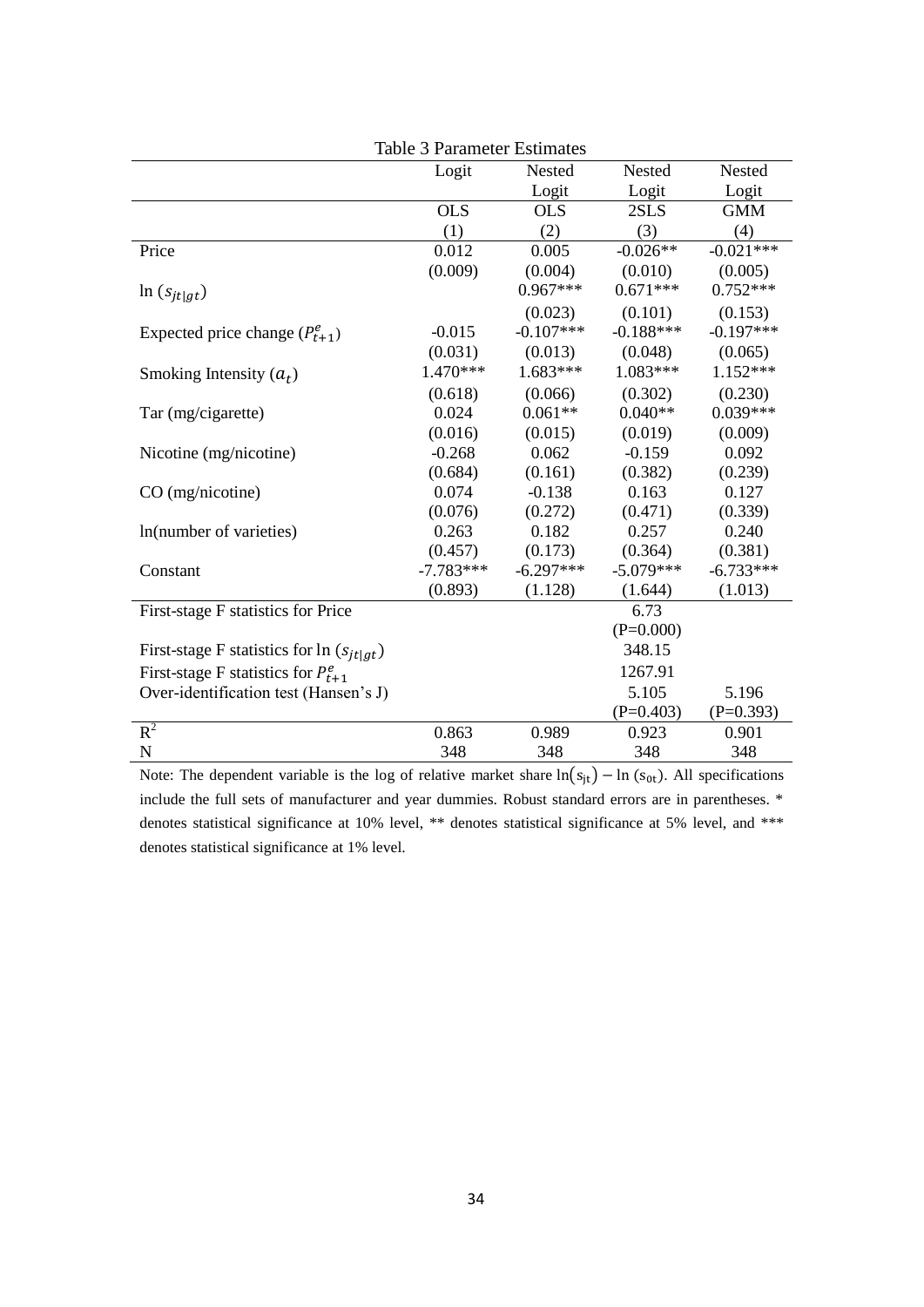Table 3 Parameter Estimates

| | Logit | Nested Logit | Nested Logit | Nested Logit |
|---|---|---|---|---|
| | OLS | OLS | 2SLS | GMM |
| | (1) | (2) | (3) | (4) |
| Price | 0.012 | 0.005 | -0.026** | -0.021*** |
| | (0.009) | (0.004) | (0.010) | (0.005) |
| $\ln(s_{jt\|gt})$ | | 0.967*** | 0.671*** | 0.752*** |
| | | (0.023) | (0.101) | (0.153) |
| Expected price change ($P^e_{t+1}$) | -0.015 | -0.107*** | -0.188*** | -0.197*** |
| | (0.031) | (0.013) | (0.048) | (0.065) |
| Smoking Intensity ($a_t$) | 1.470*** | 1.683*** | 1.083*** | 1.152*** |
| | (0.618) | (0.066) | (0.302) | (0.230) |
| Tar (mg/cigarette) | 0.024 | 0.061** | 0.040** | 0.039*** |
| | (0.016) | (0.015) | (0.019) | (0.009) |
| Nicotine (mg/nicotine) | -0.268 | 0.062 | -0.159 | 0.092 |
| | (0.684) | (0.161) | (0.382) | (0.239) |
| CO (mg/nicotine) | 0.074 | -0.138 | 0.163 | 0.127 |
| | (0.076) | (0.272) | (0.471) | (0.339) |
| ln(number of varieties) | 0.263 | 0.182 | 0.257 | 0.240 |
| | (0.457) | (0.173) | (0.364) | (0.381) |
| Constant | -7.783*** | -6.297*** | -5.079*** | -6.733*** |
| | (0.893) | (1.128) | (1.644) | (1.013) |
| First-stage F statistics for Price | | | 6.73 | |
| | | | (P=0.000) | |
| First-stage F statistics for $\ln(s_{jt\|gt})$ | | | 348.15 | |
| First-stage F statistics for $P^e_{t+1}$ | | | 1267.91 | |
| Over-identification test (Hansen's J) | | | 5.105 | 5.196 |
| | | | (P=0.403) | (P=0.393) |
| $R^2$ | 0.863 | 0.989 | 0.923 | 0.901 |
| N | 348 | 348 | 348 | 348 |

Note: The dependent variable is the log of relative market share $\ln(s_{jt}) - \ln(s_{0t})$. All specifications include the full sets of manufacturer and year dummies. Robust standard errors are in parentheses. * denotes statistical significance at 10% level, ** denotes statistical significance at 5% level, and *** denotes statistical significance at 1% level.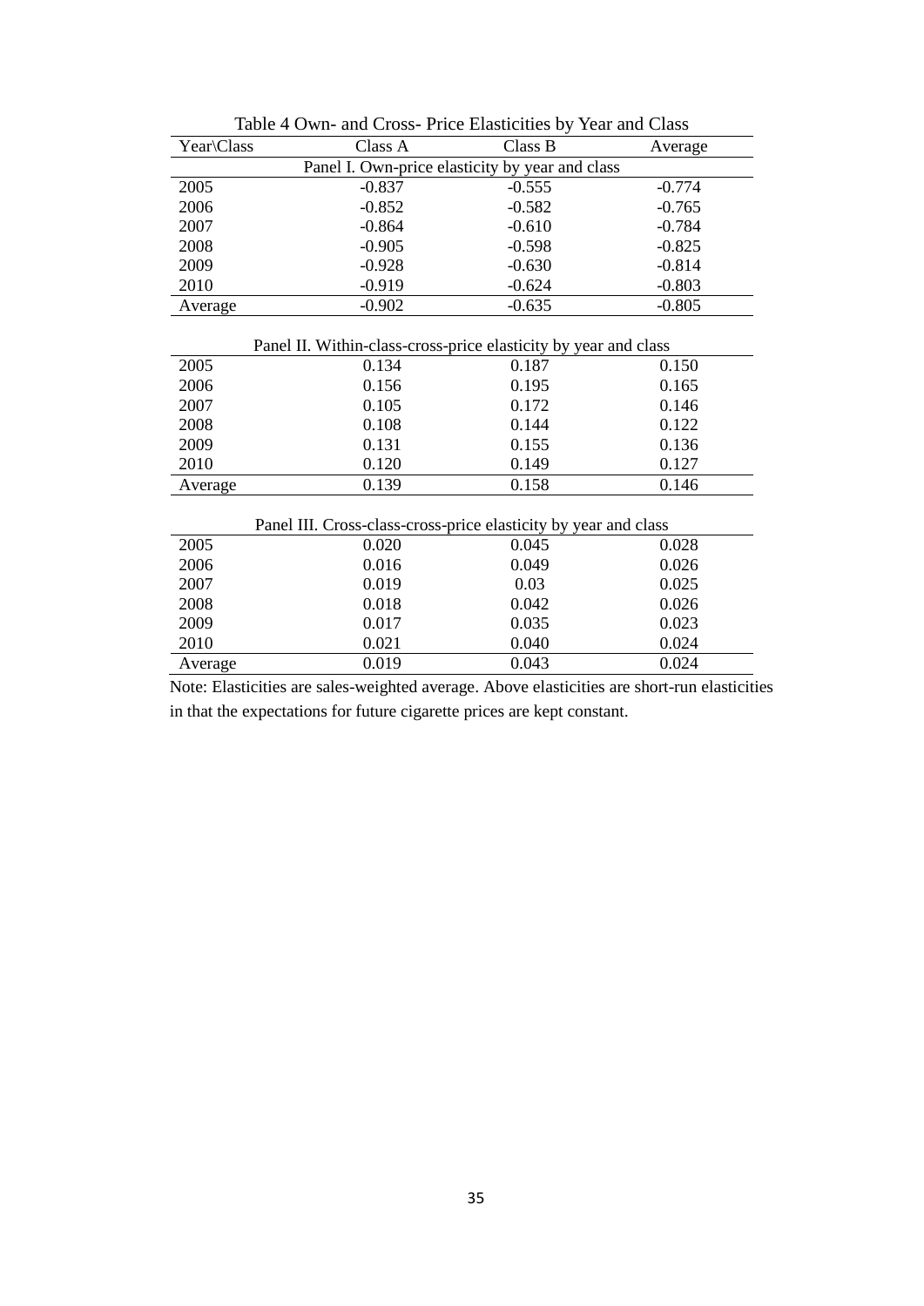Table 4 Own- and Cross- Price Elasticities by Year and Class

| Year\Class | Class A | Class B | Average |
|---|---|---|---|
| Panel I. Own-price elasticity by year and class | | | |
| 2005 | -0.837 | -0.555 | -0.774 |
| 2006 | -0.852 | -0.582 | -0.765 |
| 2007 | -0.864 | -0.610 | -0.784 |
| 2008 | -0.905 | -0.598 | -0.825 |
| 2009 | -0.928 | -0.630 | -0.814 |
| 2010 | -0.919 | -0.624 | -0.803 |
| Average | -0.902 | -0.635 | -0.805 |
| Panel II. Within-class-cross-price elasticity by year and class | | | |
| 2005 | 0.134 | 0.187 | 0.150 |
| 2006 | 0.156 | 0.195 | 0.165 |
| 2007 | 0.105 | 0.172 | 0.146 |
| 2008 | 0.108 | 0.144 | 0.122 |
| 2009 | 0.131 | 0.155 | 0.136 |
| 2010 | 0.120 | 0.149 | 0.127 |
| Average | 0.139 | 0.158 | 0.146 |
| Panel III. Cross-class-cross-price elasticity by year and class | | | |
| 2005 | 0.020 | 0.045 | 0.028 |
| 2006 | 0.016 | 0.049 | 0.026 |
| 2007 | 0.019 | 0.03 | 0.025 |
| 2008 | 0.018 | 0.042 | 0.026 |
| 2009 | 0.017 | 0.035 | 0.023 |
| 2010 | 0.021 | 0.040 | 0.024 |
| Average | 0.019 | 0.043 | 0.024 |

Note: Elasticities are sales-weighted average. Above elasticities are short-run elasticities in that the expectations for future cigarette prices are kept constant.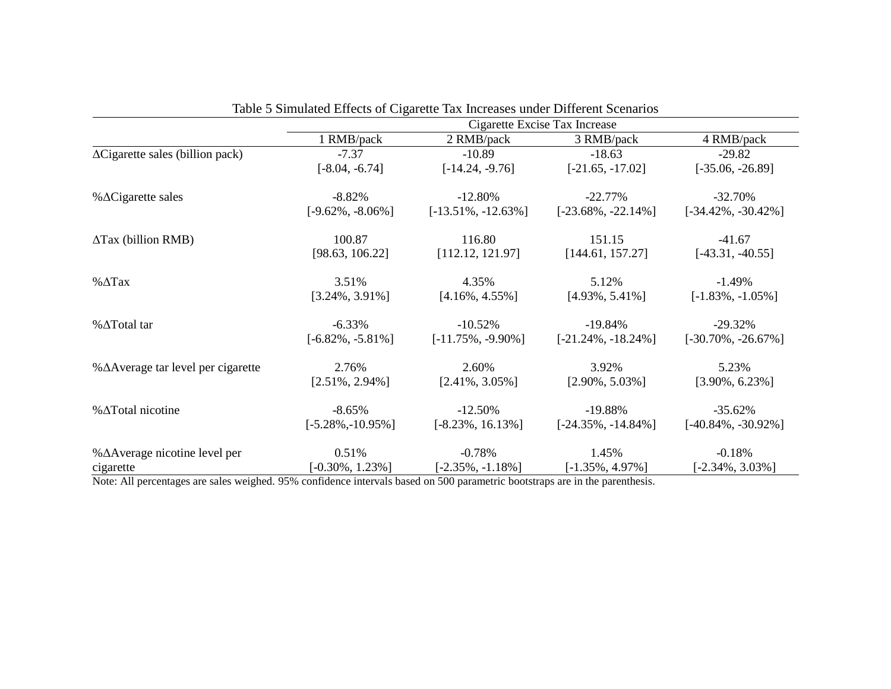Table 5 Simulated Effects of Cigarette Tax Increases under Different Scenarios

| | Cigarette Excise Tax Increase | | | |
|---|---|---|---|---|
| | 1 RMB/pack | 2 RMB/pack | 3 RMB/pack | 4 RMB/pack |
| ΔCigarette sales (billion pack) | -7.37 | -10.89 | -18.63 | -29.82 |
| | [-8.04, -6.74] | [-14.24, -9.76] | [-21.65, -17.02] | [-35.06, -26.89] |
| %ΔCigarette sales | -8.82% | -12.80% | -22.77% | -32.70% |
| | [-9.62%, -8.06%] | [-13.51%, -12.63%] | [-23.68%, -22.14%] | [-34.42%, -30.42%] |
| ΔTax (billion RMB) | 100.87 | 116.80 | 151.15 | -41.67 |
| | [98.63, 106.22] | [112.12, 121.97] | [144.61, 157.27] | [-43.31, -40.55] |
| %ΔTax | 3.51% | 4.35% | 5.12% | -1.49% |
| | [3.24%, 3.91%] | [4.16%, 4.55%] | [4.93%, 5.41%] | [-1.83%, -1.05%] |
| %ΔTotal tar | -6.33% | -10.52% | -19.84% | -29.32% |
| | [-6.82%, -5.81%] | [-11.75%, -9.90%] | [-21.24%, -18.24%] | [-30.70%, -26.67%] |
| %ΔAverage tar level per cigarette | 2.76% | 2.60% | 3.92% | 5.23% |
| | [2.51%, 2.94%] | [2.41%, 3.05%] | [2.90%, 5.03%] | [3.90%, 6.23%] |
| %ΔTotal nicotine | -8.65% | -12.50% | -19.88% | -35.62% |
| | [-5.28%,-10.95%] | [-8.23%, 16.13%] | [-24.35%, -14.84%] | [-40.84%, -30.92%] |
| %ΔAverage nicotine level per cigarette | 0.51% | -0.78% | 1.45% | -0.18% |
| | [-0.30%, 1.23%] | [-2.35%, -1.18%] | [-1.35%, 4.97%] | [-2.34%, 3.03%] |

Note: All percentages are sales weighed. 95% confidence intervals based on 500 parametric bootstraps are in the parenthesis.